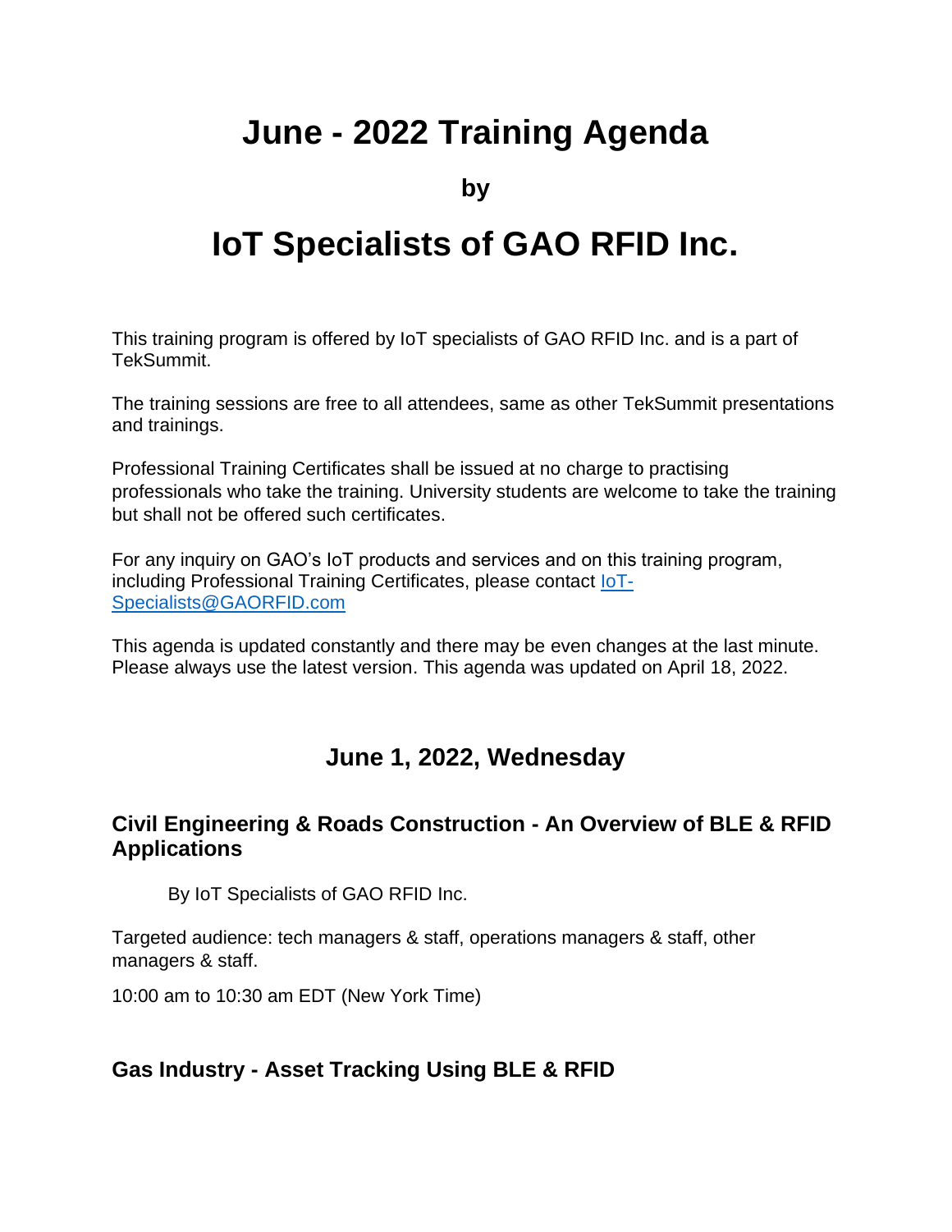# June - 2022 Training Agenda

**by**

# IoT Specialists of GAO RFID Inc.

This training program is offered by IoT specialists of GAO RFID Inc. and is a part of TekSummit.

The training sessions are free to all attendees, same as other TekSummit presentations and trainings.

Professional Training Certificates shall be issued at no charge to practising professionals who take the training. University students are welcome to take the training but shall not be offered such certificates.

For any inquiry on GAO's IoT products and services and on this training program, including Professional Training Certificates, please contact [IoT-Specialists@GAORFID.com](mailto:IoT-Specialists@GAORFID.com)

This agenda is updated constantly and there may be even changes at the last minute. Please always use the latest version. This agenda was updated on April 18, 2022.

## June 1, 2022, Wednesday

### Civil Engineering & Roads Construction - An Overview of BLE & RFID Applications

By IoT Specialists of GAO RFID Inc.

Targeted audience: tech managers & staff, operations managers & staff, other managers & staff.

10:00 am to 10:30 am EDT (New York Time)

### Gas Industry - Asset Tracking Using BLE & RFID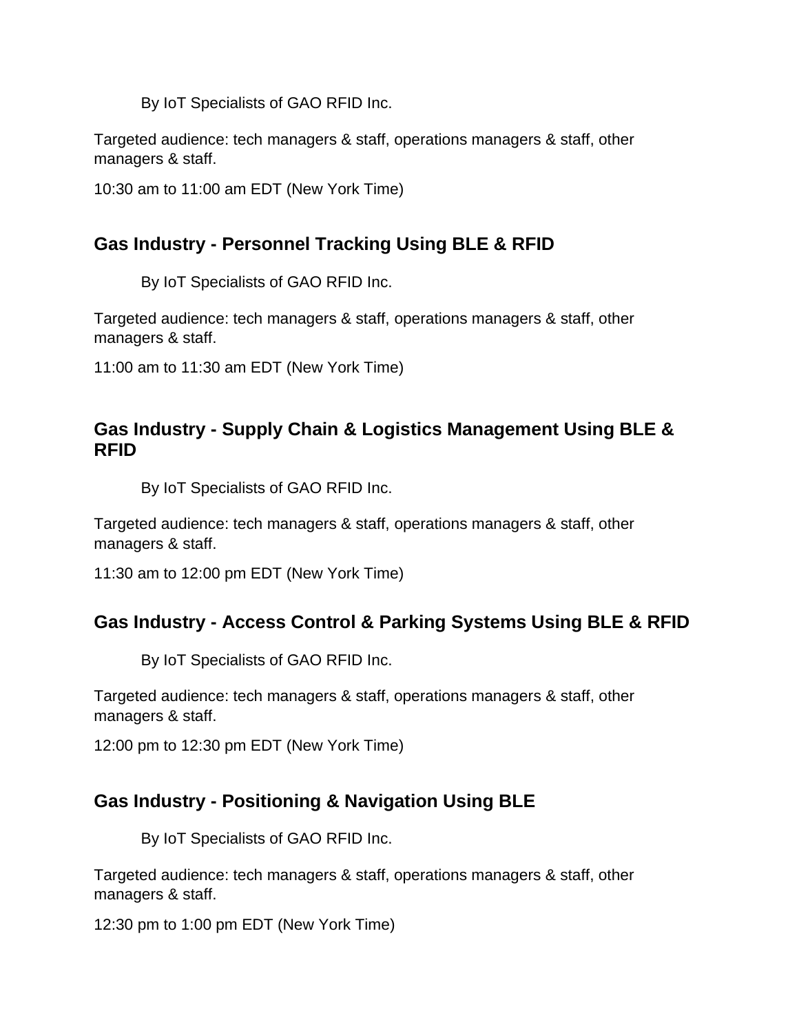By IoT Specialists of GAO RFID Inc.

Targeted audience: tech managers & staff, operations managers & staff, other managers & staff.

10:30 am to 11:00 am EDT (New York Time)

## Gas Industry - Personnel Tracking Using BLE & RFID

By IoT Specialists of GAO RFID Inc.

Targeted audience: tech managers & staff, operations managers & staff, other managers & staff.

11:00 am to 11:30 am EDT (New York Time)

## Gas Industry - Supply Chain & Logistics Management Using BLE & RFID

By IoT Specialists of GAO RFID Inc.

Targeted audience: tech managers & staff, operations managers & staff, other managers & staff.

11:30 am to 12:00 pm EDT (New York Time)

## Gas Industry - Access Control & Parking Systems Using BLE & RFID

By IoT Specialists of GAO RFID Inc.

Targeted audience: tech managers & staff, operations managers & staff, other managers & staff.

12:00 pm to 12:30 pm EDT (New York Time)

## Gas Industry - Positioning & Navigation Using BLE

By IoT Specialists of GAO RFID Inc.

Targeted audience: tech managers & staff, operations managers & staff, other managers & staff.

12:30 pm to 1:00 pm EDT (New York Time)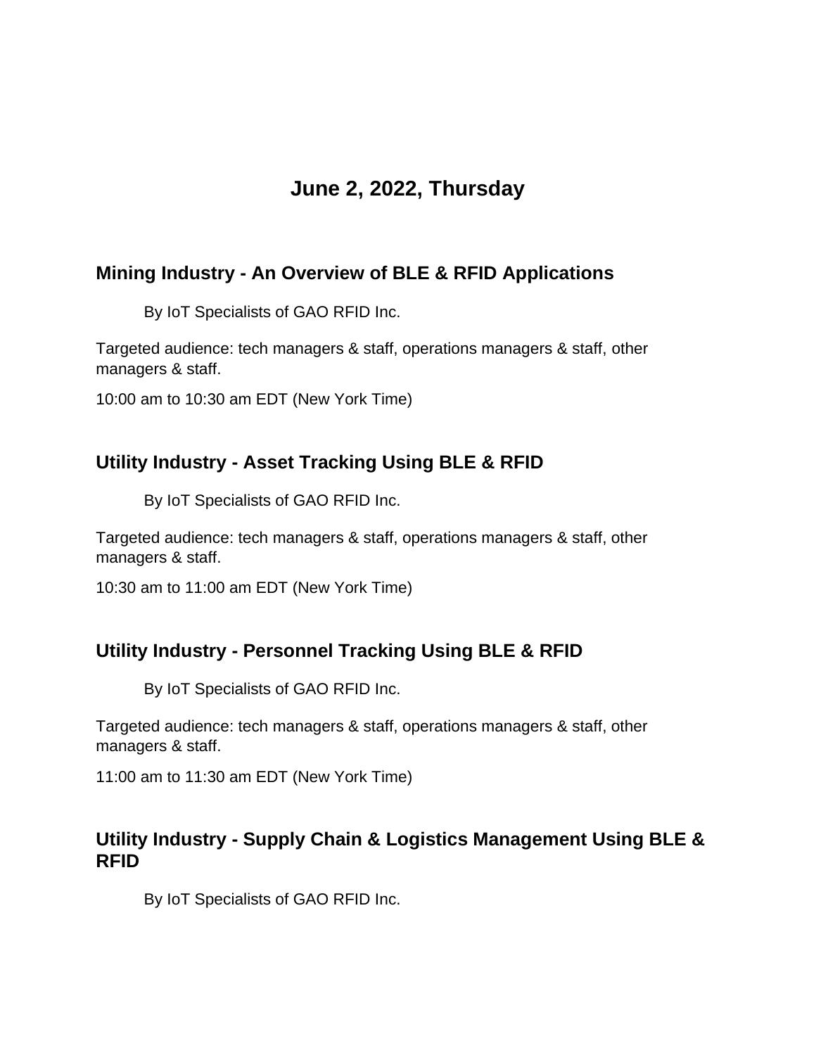## June 2, 2022, Thursday

### Mining Industry - An Overview of BLE & RFID Applications

By IoT Specialists of GAO RFID Inc.

Targeted audience: tech managers & staff, operations managers & staff, other managers & staff.

10:00 am to 10:30 am EDT (New York Time)

### Utility Industry - Asset Tracking Using BLE & RFID

By IoT Specialists of GAO RFID Inc.

Targeted audience: tech managers & staff, operations managers & staff, other managers & staff.

10:30 am to 11:00 am EDT (New York Time)

### Utility Industry - Personnel Tracking Using BLE & RFID

By IoT Specialists of GAO RFID Inc.

Targeted audience: tech managers & staff, operations managers & staff, other managers & staff.

11:00 am to 11:30 am EDT (New York Time)

### Utility Industry - Supply Chain & Logistics Management Using BLE & RFID

By IoT Specialists of GAO RFID Inc.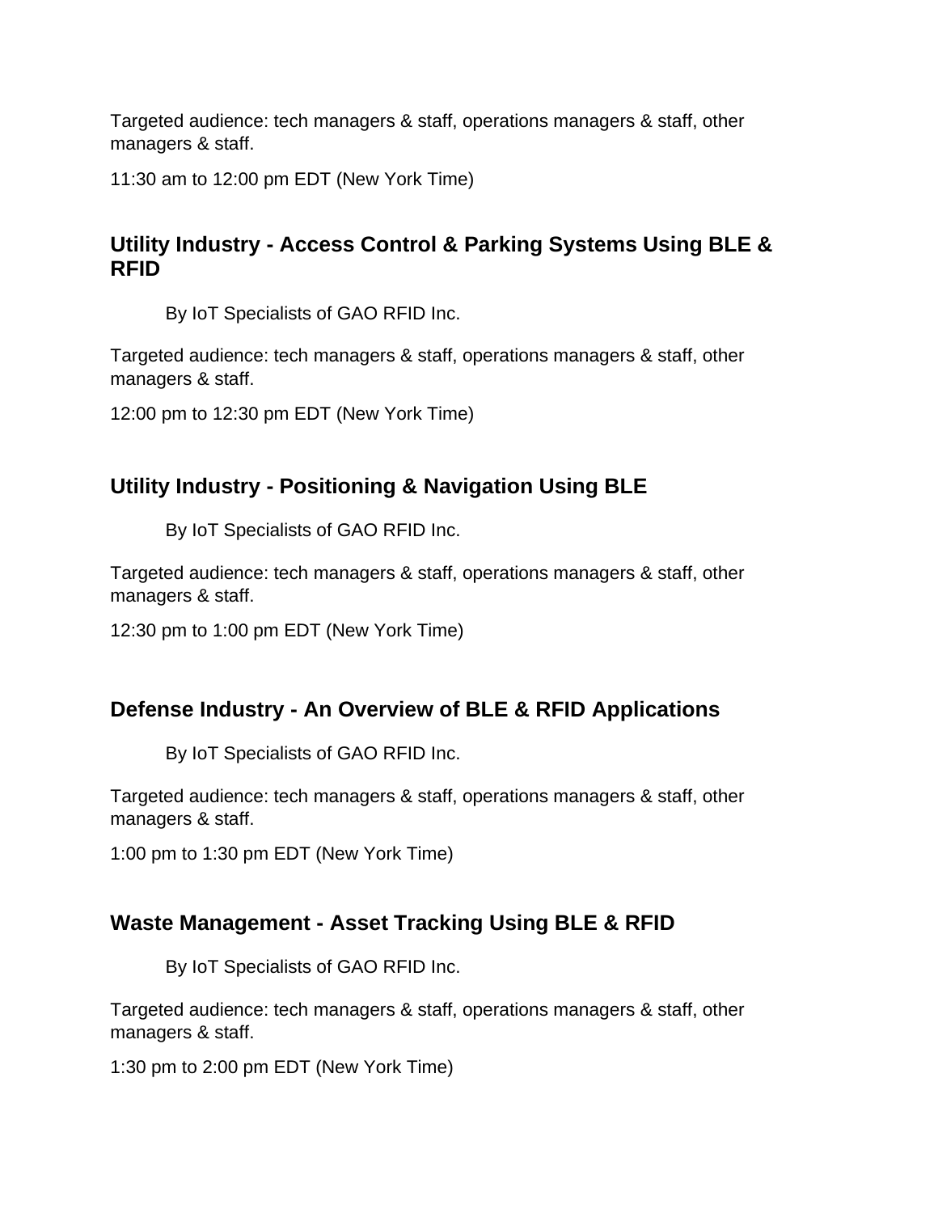Targeted audience: tech managers & staff, operations managers & staff, other managers & staff.

11:30 am to 12:00 pm EDT (New York Time)

### Utility Industry - Access Control & Parking Systems Using BLE & RFID

By IoT Specialists of GAO RFID Inc.

Targeted audience: tech managers & staff, operations managers & staff, other managers & staff.

12:00 pm to 12:30 pm EDT (New York Time)

### Utility Industry - Positioning & Navigation Using BLE

By IoT Specialists of GAO RFID Inc.

Targeted audience: tech managers & staff, operations managers & staff, other managers & staff.

12:30 pm to 1:00 pm EDT (New York Time)

### Defense Industry - An Overview of BLE & RFID Applications

By IoT Specialists of GAO RFID Inc.

Targeted audience: tech managers & staff, operations managers & staff, other managers & staff.

1:00 pm to 1:30 pm EDT (New York Time)

### Waste Management - Asset Tracking Using BLE & RFID

By IoT Specialists of GAO RFID Inc.

Targeted audience: tech managers & staff, operations managers & staff, other managers & staff.

1:30 pm to 2:00 pm EDT (New York Time)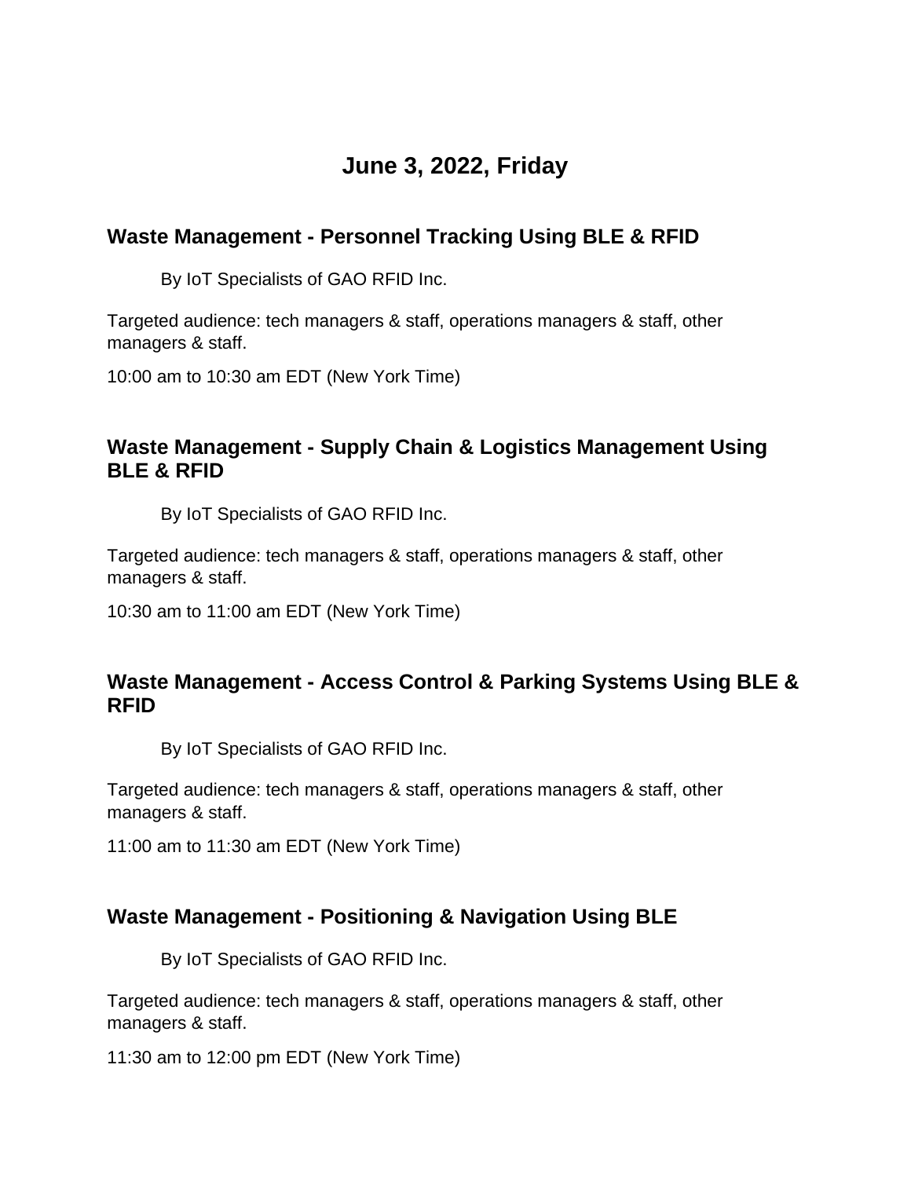# June 3, 2022, Friday

## Waste Management - Personnel Tracking Using BLE & RFID

By IoT Specialists of GAO RFID Inc.

Targeted audience: tech managers & staff, operations managers & staff, other managers & staff.

10:00 am to 10:30 am EDT (New York Time)

## Waste Management - Supply Chain & Logistics Management Using BLE & RFID

By IoT Specialists of GAO RFID Inc.

Targeted audience: tech managers & staff, operations managers & staff, other managers & staff.

10:30 am to 11:00 am EDT (New York Time)

## Waste Management - Access Control & Parking Systems Using BLE & RFID

By IoT Specialists of GAO RFID Inc.

Targeted audience: tech managers & staff, operations managers & staff, other managers & staff.

11:00 am to 11:30 am EDT (New York Time)

## Waste Management - Positioning & Navigation Using BLE

By IoT Specialists of GAO RFID Inc.

Targeted audience: tech managers & staff, operations managers & staff, other managers & staff.

11:30 am to 12:00 pm EDT (New York Time)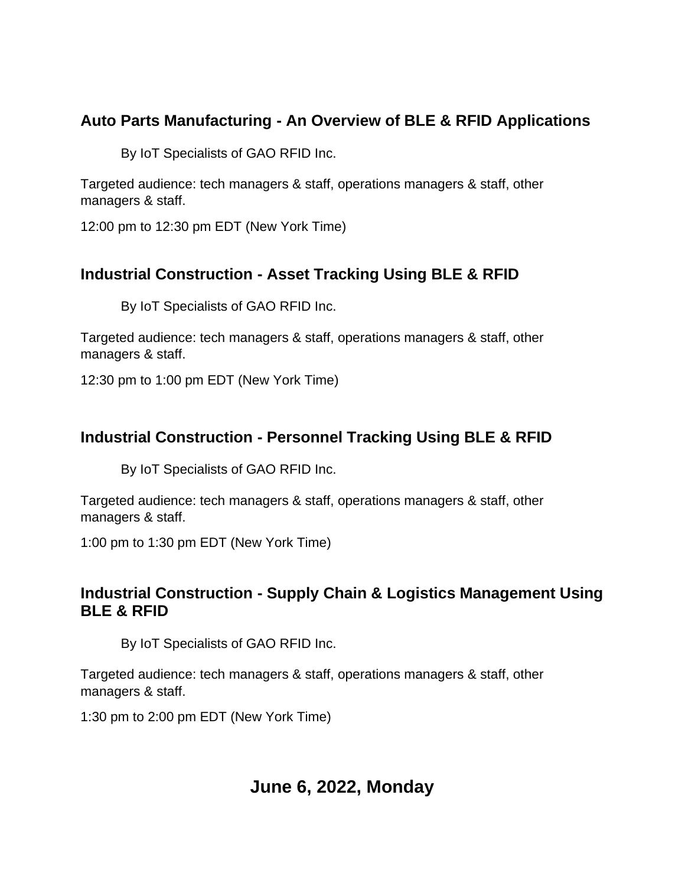### Auto Parts Manufacturing - An Overview of BLE & RFID Applications

By IoT Specialists of GAO RFID Inc.

Targeted audience: tech managers & staff, operations managers & staff, other managers & staff.

12:00 pm to 12:30 pm EDT (New York Time)

### Industrial Construction - Asset Tracking Using BLE & RFID

By IoT Specialists of GAO RFID Inc.

Targeted audience: tech managers & staff, operations managers & staff, other managers & staff.

12:30 pm to 1:00 pm EDT (New York Time)

### Industrial Construction - Personnel Tracking Using BLE & RFID

By IoT Specialists of GAO RFID Inc.

Targeted audience: tech managers & staff, operations managers & staff, other managers & staff.

1:00 pm to 1:30 pm EDT (New York Time)

### Industrial Construction - Supply Chain & Logistics Management Using BLE & RFID

By IoT Specialists of GAO RFID Inc.

Targeted audience: tech managers & staff, operations managers & staff, other managers & staff.

1:30 pm to 2:00 pm EDT (New York Time)

## June 6, 2022, Monday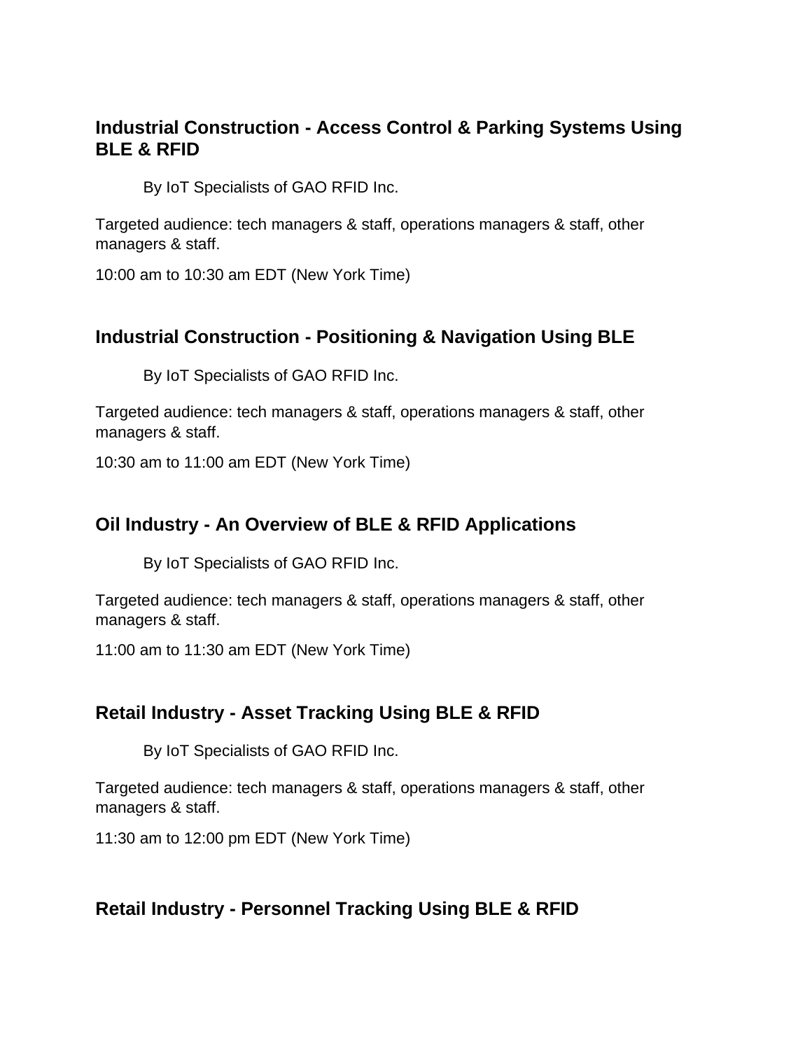### Industrial Construction - Access Control & Parking Systems Using BLE & RFID

By IoT Specialists of GAO RFID Inc.

Targeted audience: tech managers & staff, operations managers & staff, other managers & staff.

10:00 am to 10:30 am EDT (New York Time)

### Industrial Construction - Positioning & Navigation Using BLE

By IoT Specialists of GAO RFID Inc.

Targeted audience: tech managers & staff, operations managers & staff, other managers & staff.

10:30 am to 11:00 am EDT (New York Time)

### Oil Industry - An Overview of BLE & RFID Applications

By IoT Specialists of GAO RFID Inc.

Targeted audience: tech managers & staff, operations managers & staff, other managers & staff.

11:00 am to 11:30 am EDT (New York Time)

### Retail Industry - Asset Tracking Using BLE & RFID

By IoT Specialists of GAO RFID Inc.

Targeted audience: tech managers & staff, operations managers & staff, other managers & staff.

11:30 am to 12:00 pm EDT (New York Time)

### Retail Industry - Personnel Tracking Using BLE & RFID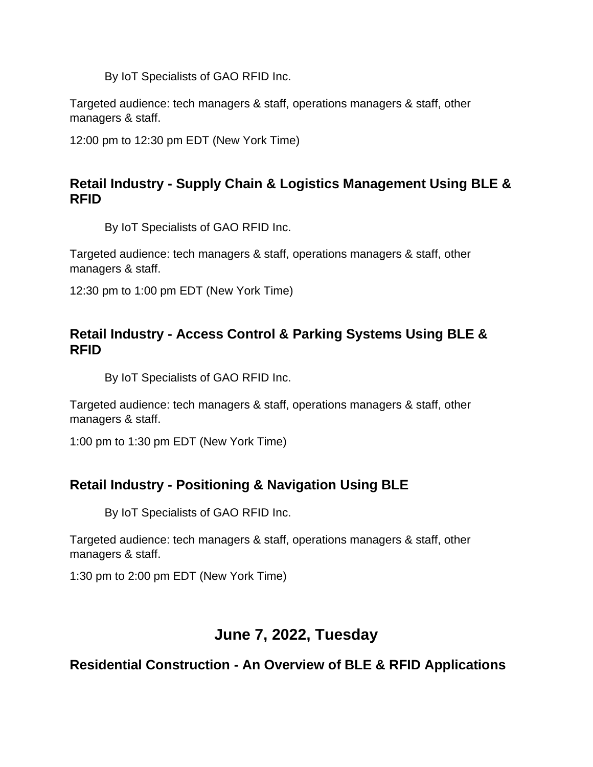By IoT Specialists of GAO RFID Inc.

Targeted audience: tech managers & staff, operations managers & staff, other managers & staff.

12:00 pm to 12:30 pm EDT (New York Time)

### Retail Industry - Supply Chain & Logistics Management Using BLE & RFID

By IoT Specialists of GAO RFID Inc.

Targeted audience: tech managers & staff, operations managers & staff, other managers & staff.

12:30 pm to 1:00 pm EDT (New York Time)

### Retail Industry - Access Control & Parking Systems Using BLE & RFID

By IoT Specialists of GAO RFID Inc.

Targeted audience: tech managers & staff, operations managers & staff, other managers & staff.

1:00 pm to 1:30 pm EDT (New York Time)

### Retail Industry - Positioning & Navigation Using BLE

By IoT Specialists of GAO RFID Inc.

Targeted audience: tech managers & staff, operations managers & staff, other managers & staff.

1:30 pm to 2:00 pm EDT (New York Time)

## June 7, 2022, Tuesday

### Residential Construction - An Overview of BLE & RFID Applications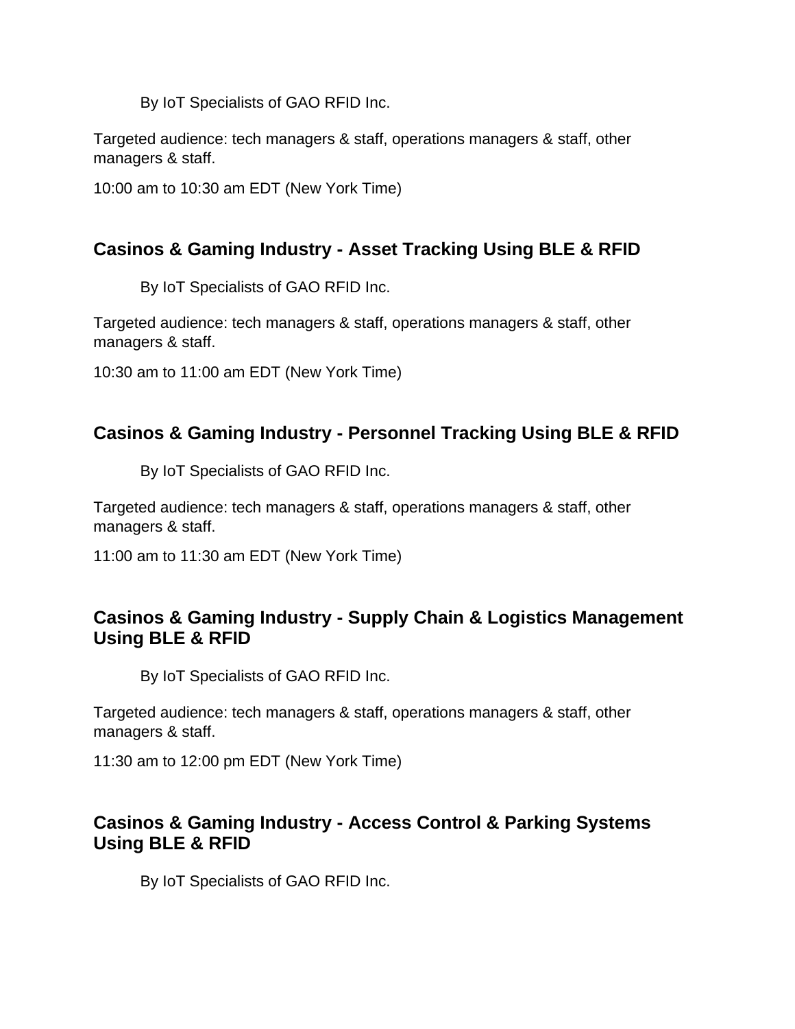By IoT Specialists of GAO RFID Inc.

Targeted audience: tech managers & staff, operations managers & staff, other managers & staff.

10:00 am to 10:30 am EDT (New York Time)

### Casinos & Gaming Industry - Asset Tracking Using BLE & RFID

By IoT Specialists of GAO RFID Inc.

Targeted audience: tech managers & staff, operations managers & staff, other managers & staff.

10:30 am to 11:00 am EDT (New York Time)

### Casinos & Gaming Industry - Personnel Tracking Using BLE & RFID

By IoT Specialists of GAO RFID Inc.

Targeted audience: tech managers & staff, operations managers & staff, other managers & staff.

11:00 am to 11:30 am EDT (New York Time)

### Casinos & Gaming Industry - Supply Chain & Logistics Management Using BLE & RFID

By IoT Specialists of GAO RFID Inc.

Targeted audience: tech managers & staff, operations managers & staff, other managers & staff.

11:30 am to 12:00 pm EDT (New York Time)

### Casinos & Gaming Industry - Access Control & Parking Systems Using BLE & RFID

By IoT Specialists of GAO RFID Inc.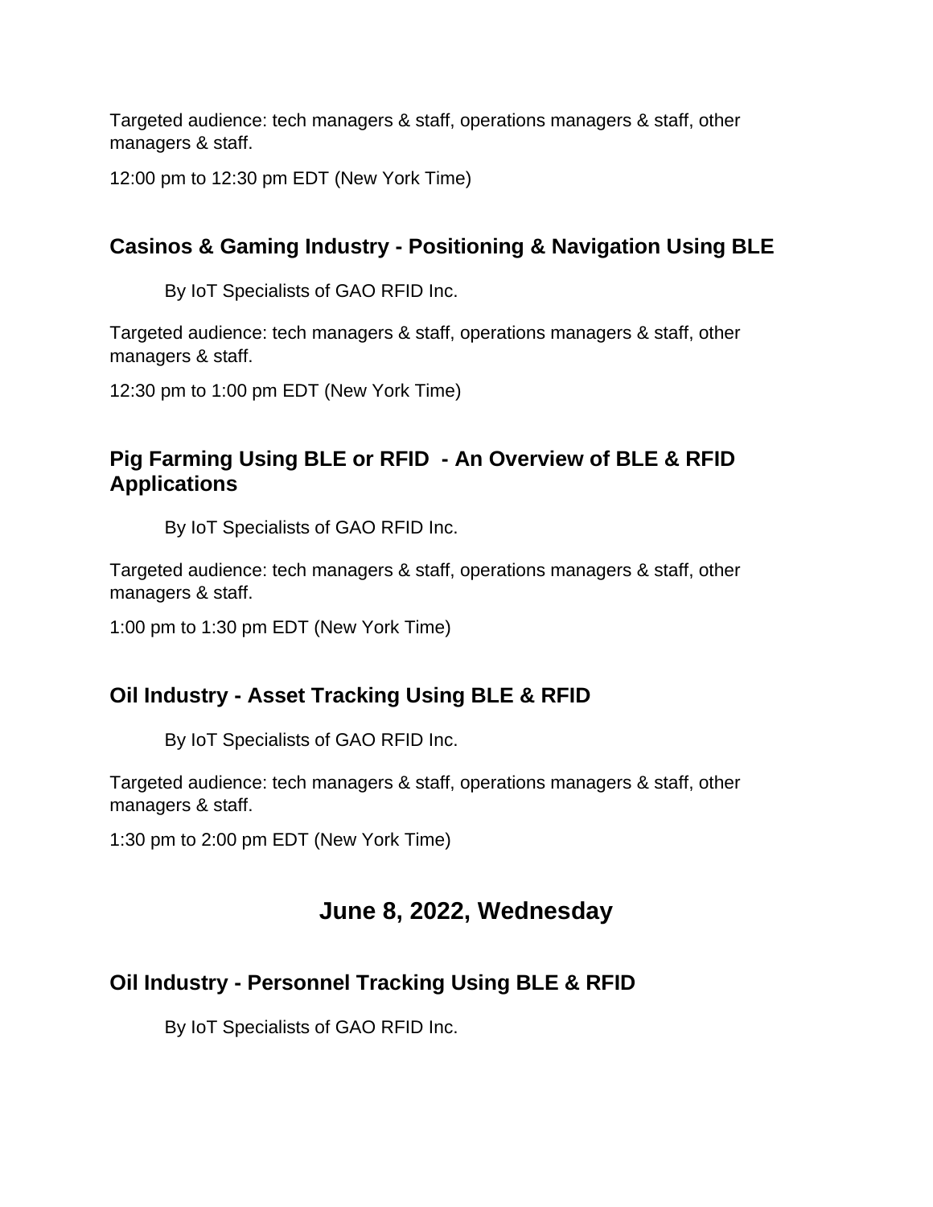Targeted audience: tech managers & staff, operations managers & staff, other managers & staff.

12:00 pm to 12:30 pm EDT (New York Time)

### Casinos & Gaming Industry - Positioning & Navigation Using BLE

By IoT Specialists of GAO RFID Inc.

Targeted audience: tech managers & staff, operations managers & staff, other managers & staff.

12:30 pm to 1:00 pm EDT (New York Time)

### Pig Farming Using BLE or RFID - An Overview of BLE & RFID Applications

By IoT Specialists of GAO RFID Inc.

Targeted audience: tech managers & staff, operations managers & staff, other managers & staff.

1:00 pm to 1:30 pm EDT (New York Time)

### Oil Industry - Asset Tracking Using BLE & RFID

By IoT Specialists of GAO RFID Inc.

Targeted audience: tech managers & staff, operations managers & staff, other managers & staff.

1:30 pm to 2:00 pm EDT (New York Time)

## June 8, 2022, Wednesday

### Oil Industry - Personnel Tracking Using BLE & RFID

By IoT Specialists of GAO RFID Inc.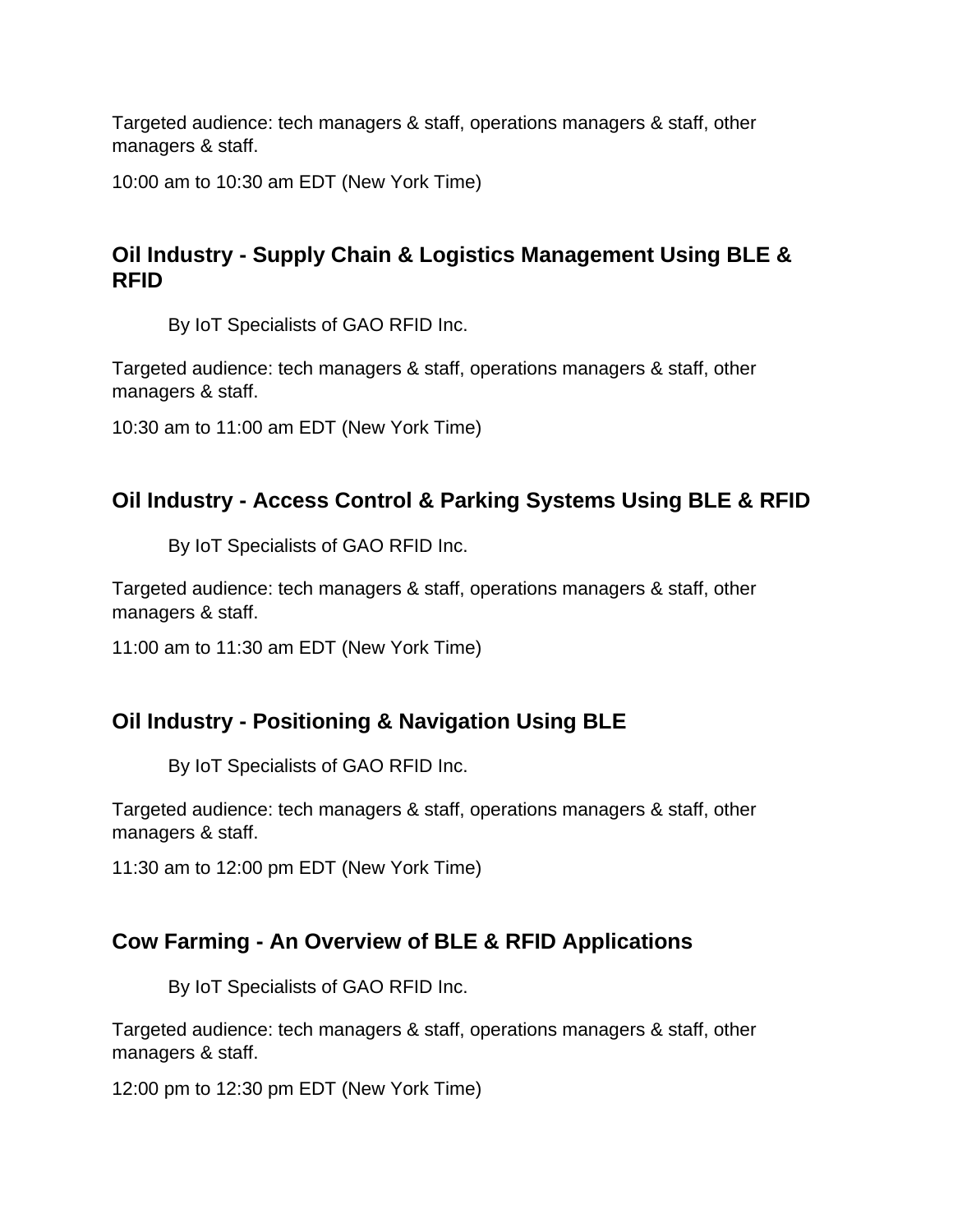Targeted audience: tech managers & staff, operations managers & staff, other managers & staff.

10:00 am to 10:30 am EDT (New York Time)

## Oil Industry - Supply Chain & Logistics Management Using BLE & RFID

By IoT Specialists of GAO RFID Inc.

Targeted audience: tech managers & staff, operations managers & staff, other managers & staff.

10:30 am to 11:00 am EDT (New York Time)

## Oil Industry - Access Control & Parking Systems Using BLE & RFID

By IoT Specialists of GAO RFID Inc.

Targeted audience: tech managers & staff, operations managers & staff, other managers & staff.

11:00 am to 11:30 am EDT (New York Time)

## Oil Industry - Positioning & Navigation Using BLE

By IoT Specialists of GAO RFID Inc.

Targeted audience: tech managers & staff, operations managers & staff, other managers & staff.

11:30 am to 12:00 pm EDT (New York Time)

## Cow Farming - An Overview of BLE & RFID Applications

By IoT Specialists of GAO RFID Inc.

Targeted audience: tech managers & staff, operations managers & staff, other managers & staff.

12:00 pm to 12:30 pm EDT (New York Time)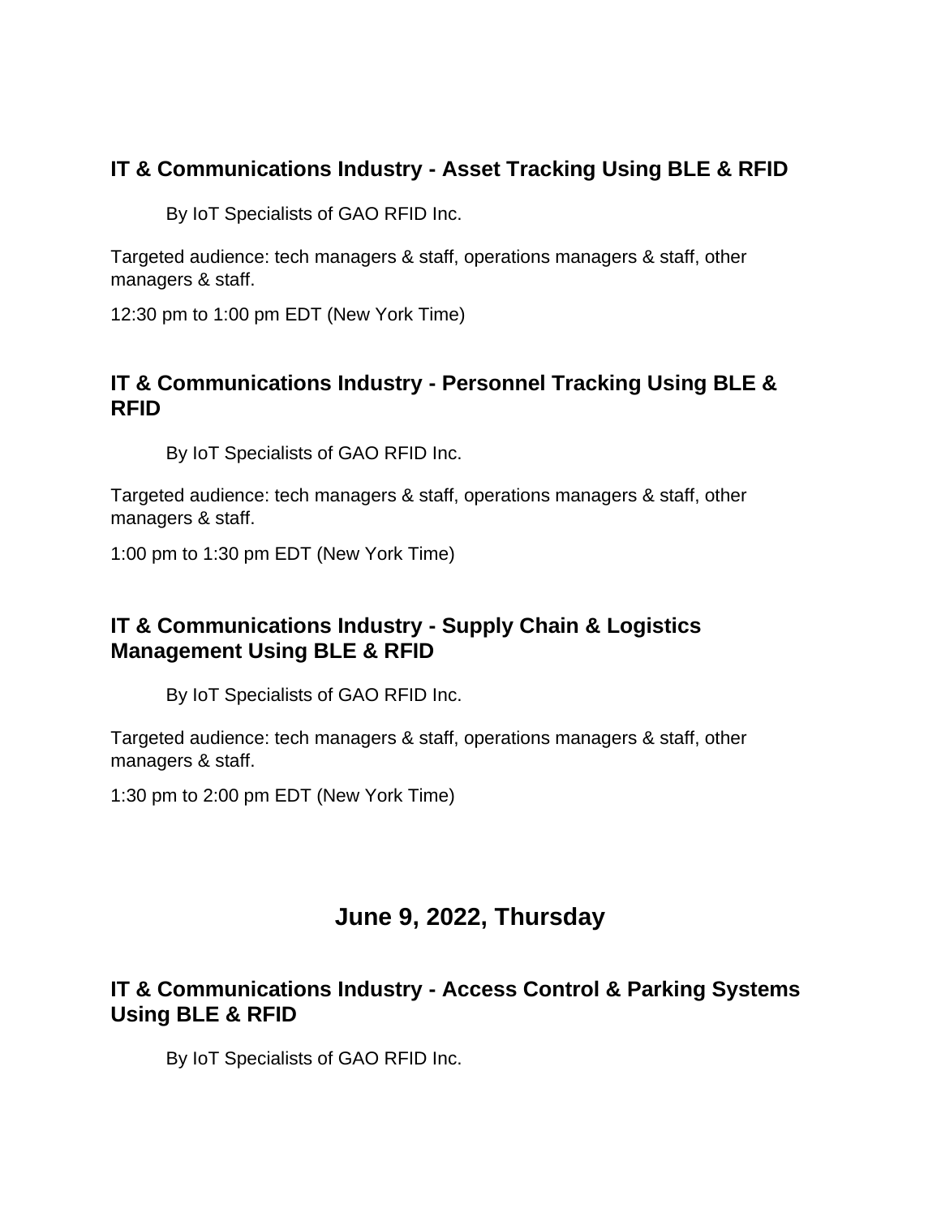### IT & Communications Industry - Asset Tracking Using BLE & RFID

By IoT Specialists of GAO RFID Inc.

Targeted audience: tech managers & staff, operations managers & staff, other managers & staff.

12:30 pm to 1:00 pm EDT (New York Time)

### IT & Communications Industry - Personnel Tracking Using BLE & RFID

By IoT Specialists of GAO RFID Inc.

Targeted audience: tech managers & staff, operations managers & staff, other managers & staff.

1:00 pm to 1:30 pm EDT (New York Time)

### IT & Communications Industry - Supply Chain & Logistics Management Using BLE & RFID

By IoT Specialists of GAO RFID Inc.

Targeted audience: tech managers & staff, operations managers & staff, other managers & staff.

1:30 pm to 2:00 pm EDT (New York Time)

## June 9, 2022, Thursday

### IT & Communications Industry - Access Control & Parking Systems Using BLE & RFID

By IoT Specialists of GAO RFID Inc.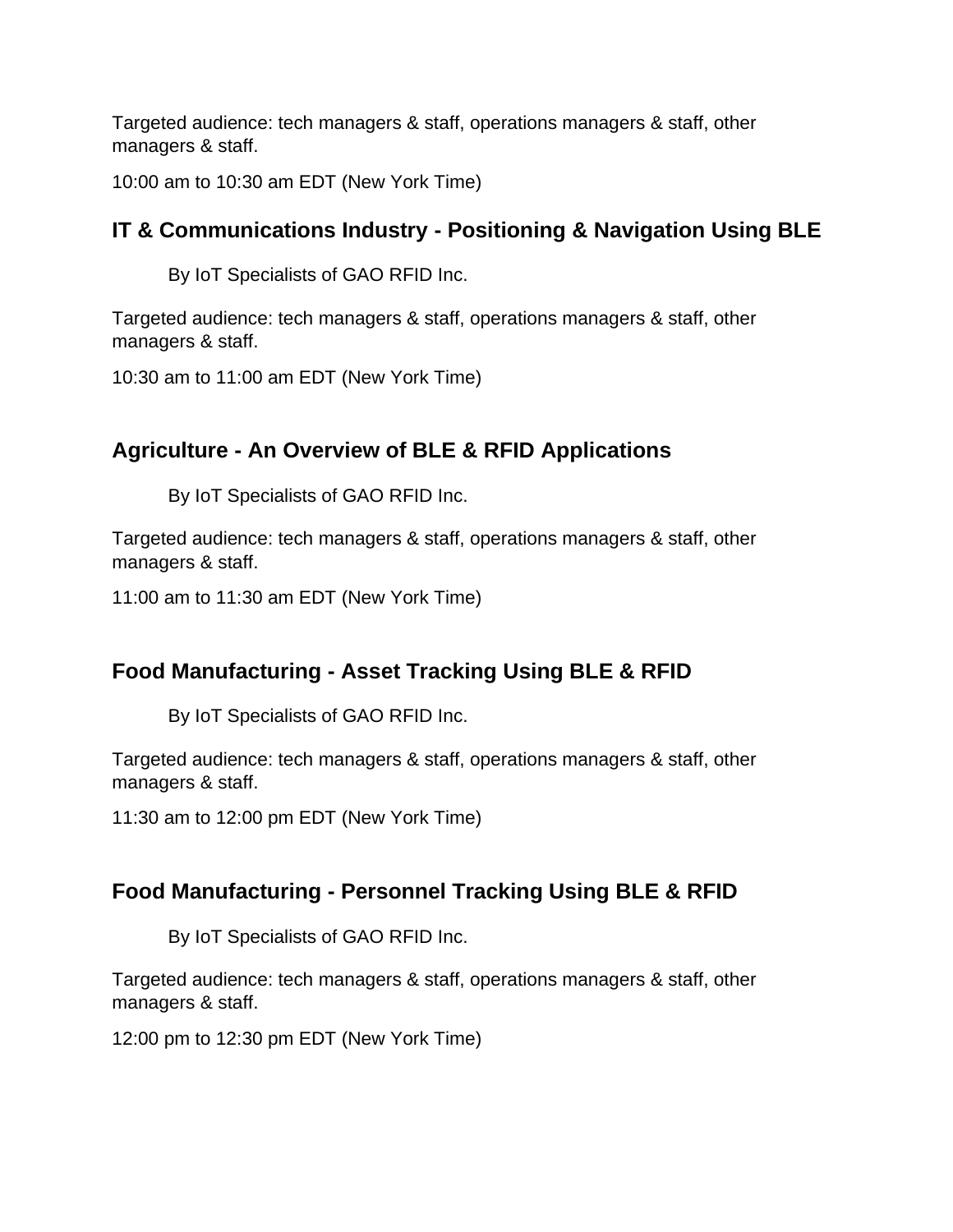Targeted audience: tech managers & staff, operations managers & staff, other managers & staff.

10:00 am to 10:30 am EDT (New York Time)

### IT & Communications Industry - Positioning & Navigation Using BLE

By IoT Specialists of GAO RFID Inc.

Targeted audience: tech managers & staff, operations managers & staff, other managers & staff.

10:30 am to 11:00 am EDT (New York Time)

### Agriculture - An Overview of BLE & RFID Applications

By IoT Specialists of GAO RFID Inc.

Targeted audience: tech managers & staff, operations managers & staff, other managers & staff.

11:00 am to 11:30 am EDT (New York Time)

### Food Manufacturing - Asset Tracking Using BLE & RFID

By IoT Specialists of GAO RFID Inc.

Targeted audience: tech managers & staff, operations managers & staff, other managers & staff.

11:30 am to 12:00 pm EDT (New York Time)

### Food Manufacturing - Personnel Tracking Using BLE & RFID

By IoT Specialists of GAO RFID Inc.

Targeted audience: tech managers & staff, operations managers & staff, other managers & staff.

12:00 pm to 12:30 pm EDT (New York Time)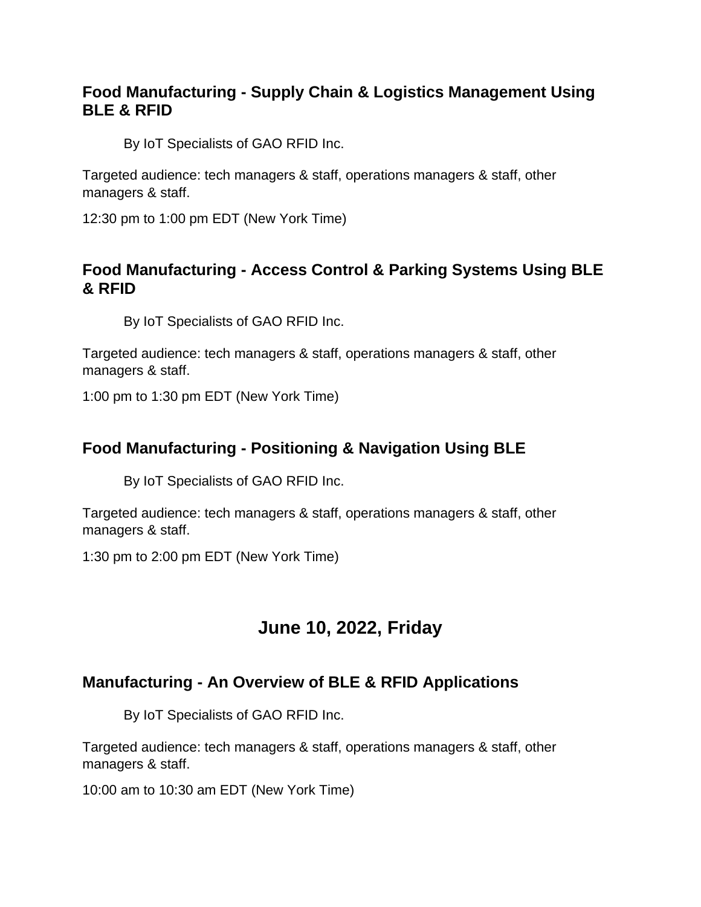### Food Manufacturing - Supply Chain & Logistics Management Using BLE & RFID

By IoT Specialists of GAO RFID Inc.

Targeted audience: tech managers & staff, operations managers & staff, other managers & staff.

12:30 pm to 1:00 pm EDT (New York Time)

### Food Manufacturing - Access Control & Parking Systems Using BLE & RFID

By IoT Specialists of GAO RFID Inc.

Targeted audience: tech managers & staff, operations managers & staff, other managers & staff.

1:00 pm to 1:30 pm EDT (New York Time)

### Food Manufacturing - Positioning & Navigation Using BLE

By IoT Specialists of GAO RFID Inc.

Targeted audience: tech managers & staff, operations managers & staff, other managers & staff.

1:30 pm to 2:00 pm EDT (New York Time)

## June 10, 2022, Friday

### Manufacturing - An Overview of BLE & RFID Applications

By IoT Specialists of GAO RFID Inc.

Targeted audience: tech managers & staff, operations managers & staff, other managers & staff.

10:00 am to 10:30 am EDT (New York Time)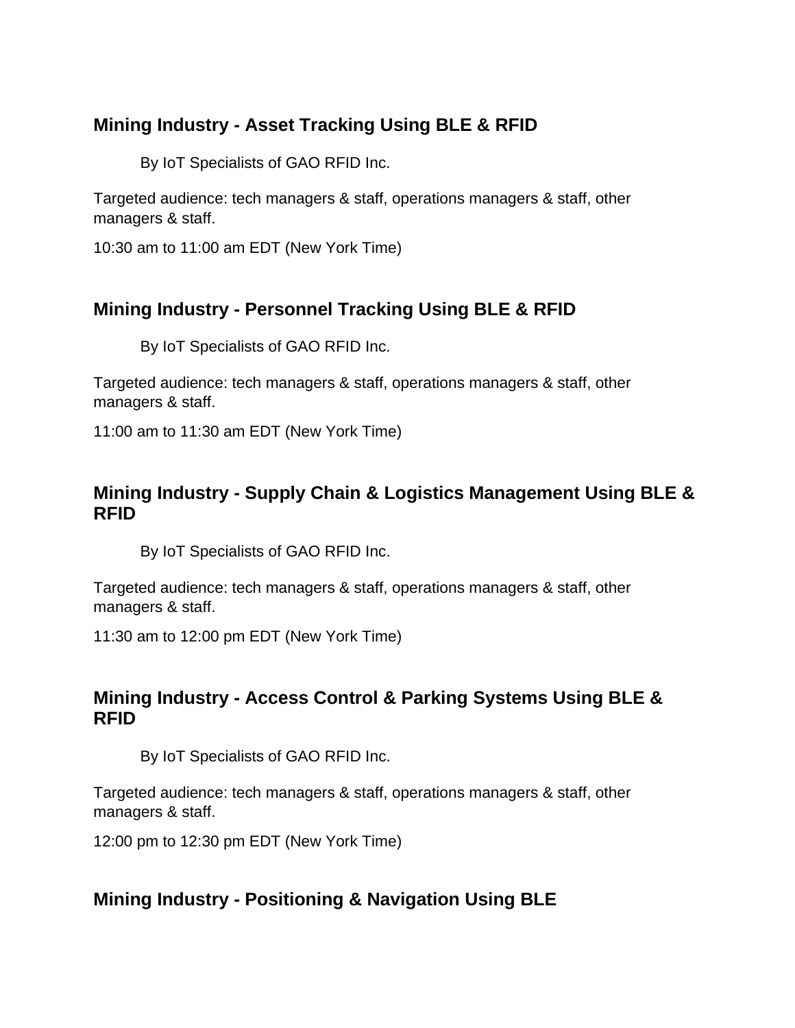### Mining Industry - Asset Tracking Using BLE & RFID

By IoT Specialists of GAO RFID Inc.

Targeted audience: tech managers & staff, operations managers & staff, other managers & staff.

10:30 am to 11:00 am EDT (New York Time)

### Mining Industry - Personnel Tracking Using BLE & RFID

By IoT Specialists of GAO RFID Inc.

Targeted audience: tech managers & staff, operations managers & staff, other managers & staff.

11:00 am to 11:30 am EDT (New York Time)

### Mining Industry - Supply Chain & Logistics Management Using BLE & RFID

By IoT Specialists of GAO RFID Inc.

Targeted audience: tech managers & staff, operations managers & staff, other managers & staff.

11:30 am to 12:00 pm EDT (New York Time)

### Mining Industry - Access Control & Parking Systems Using BLE & RFID

By IoT Specialists of GAO RFID Inc.

Targeted audience: tech managers & staff, operations managers & staff, other managers & staff.

12:00 pm to 12:30 pm EDT (New York Time)

### Mining Industry - Positioning & Navigation Using BLE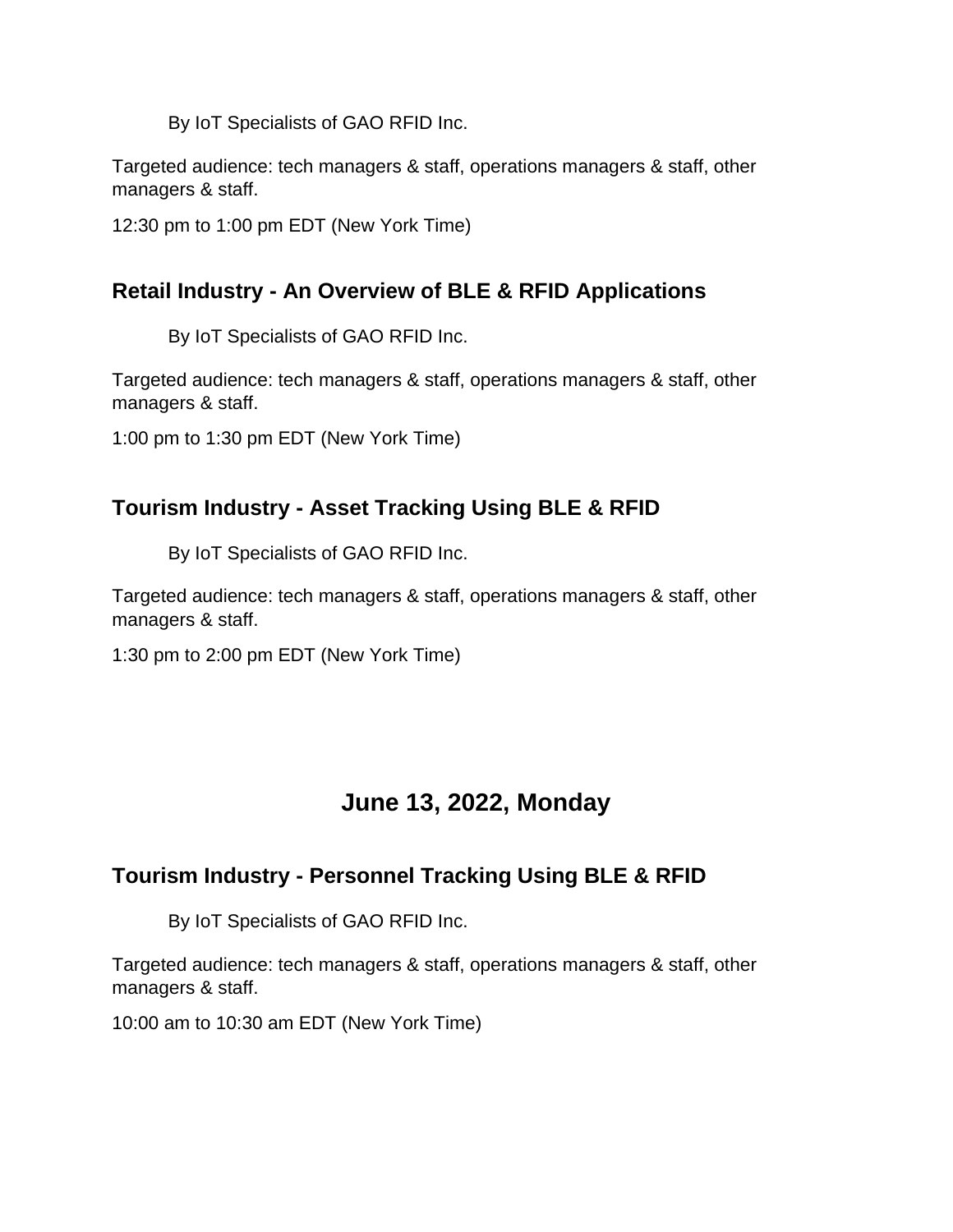By IoT Specialists of GAO RFID Inc.

Targeted audience: tech managers & staff, operations managers & staff, other managers & staff.

12:30 pm to 1:00 pm EDT (New York Time)

### Retail Industry - An Overview of BLE & RFID Applications

By IoT Specialists of GAO RFID Inc.

Targeted audience: tech managers & staff, operations managers & staff, other managers & staff.

1:00 pm to 1:30 pm EDT (New York Time)

### Tourism Industry - Asset Tracking Using BLE & RFID

By IoT Specialists of GAO RFID Inc.

Targeted audience: tech managers & staff, operations managers & staff, other managers & staff.

1:30 pm to 2:00 pm EDT (New York Time)

## June 13, 2022, Monday

### Tourism Industry - Personnel Tracking Using BLE & RFID

By IoT Specialists of GAO RFID Inc.

Targeted audience: tech managers & staff, operations managers & staff, other managers & staff.

10:00 am to 10:30 am EDT (New York Time)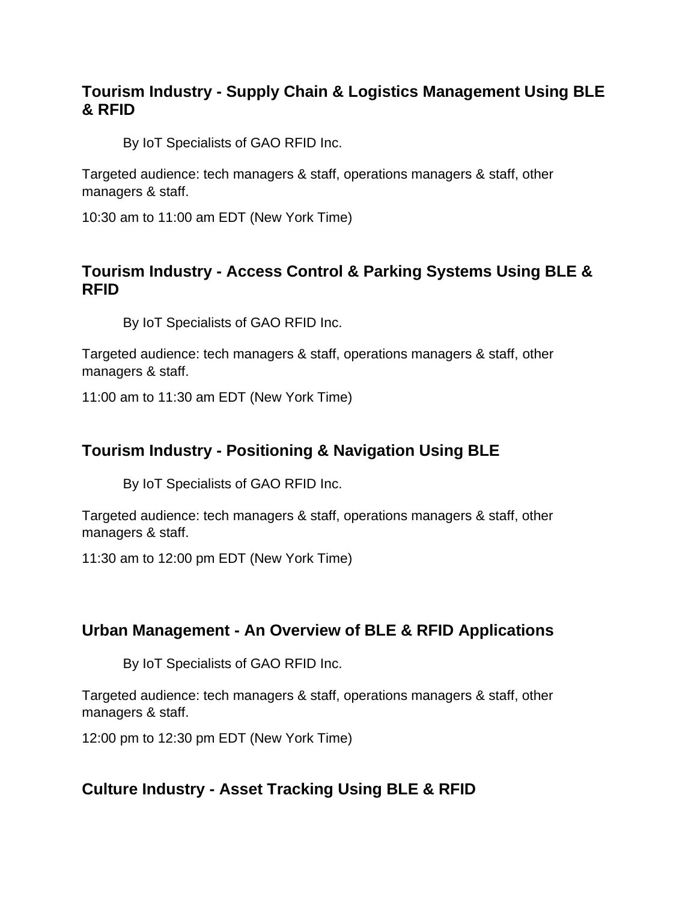### Tourism Industry - Supply Chain & Logistics Management Using BLE & RFID

By IoT Specialists of GAO RFID Inc.

Targeted audience: tech managers & staff, operations managers & staff, other managers & staff.

10:30 am to 11:00 am EDT (New York Time)

### Tourism Industry - Access Control & Parking Systems Using BLE & RFID

By IoT Specialists of GAO RFID Inc.

Targeted audience: tech managers & staff, operations managers & staff, other managers & staff.

11:00 am to 11:30 am EDT (New York Time)

### Tourism Industry - Positioning & Navigation Using BLE

By IoT Specialists of GAO RFID Inc.

Targeted audience: tech managers & staff, operations managers & staff, other managers & staff.

11:30 am to 12:00 pm EDT (New York Time)

### Urban Management - An Overview of BLE & RFID Applications

By IoT Specialists of GAO RFID Inc.

Targeted audience: tech managers & staff, operations managers & staff, other managers & staff.

12:00 pm to 12:30 pm EDT (New York Time)

### Culture Industry - Asset Tracking Using BLE & RFID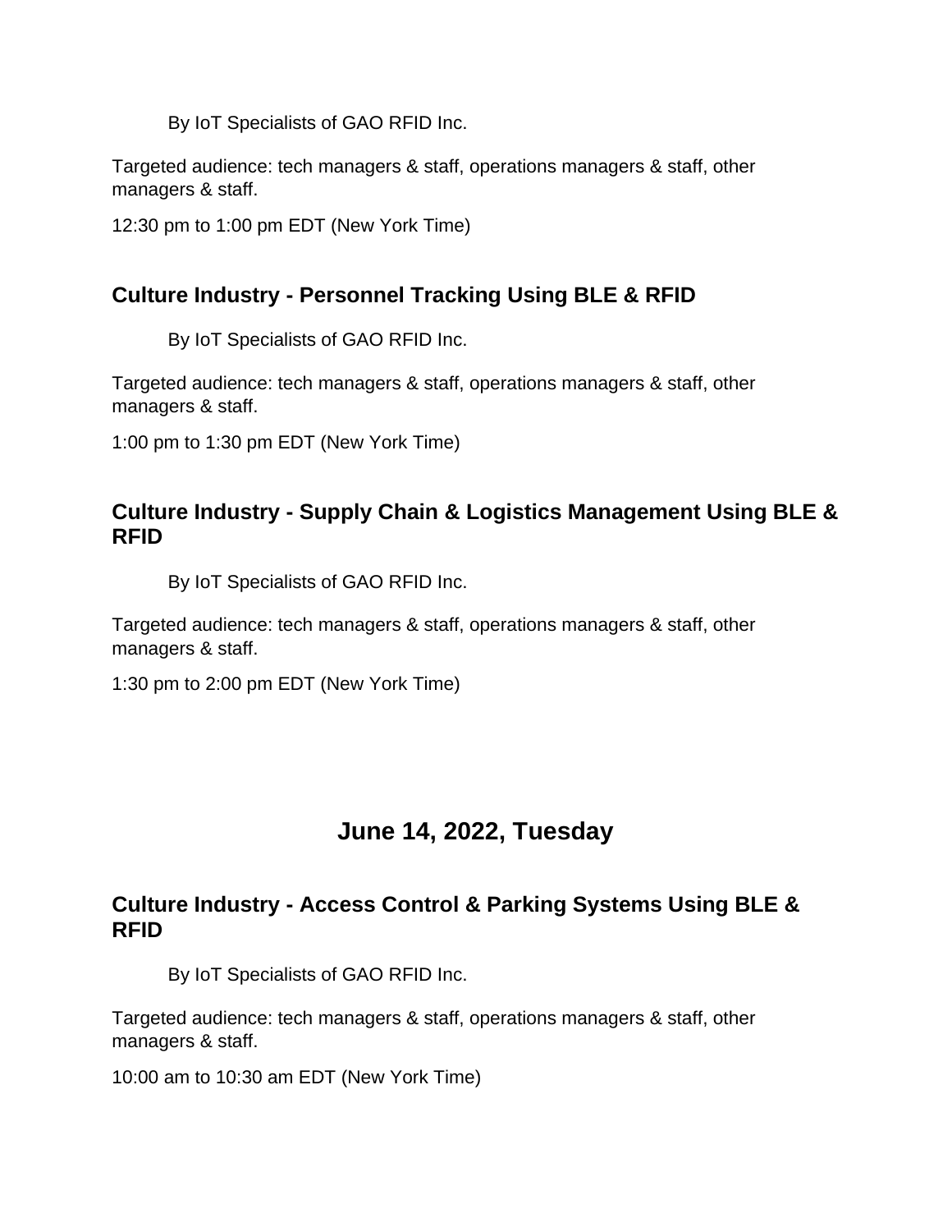By IoT Specialists of GAO RFID Inc.

Targeted audience: tech managers & staff, operations managers & staff, other managers & staff.

12:30 pm to 1:00 pm EDT (New York Time)

### Culture Industry - Personnel Tracking Using BLE & RFID

By IoT Specialists of GAO RFID Inc.

Targeted audience: tech managers & staff, operations managers & staff, other managers & staff.

1:00 pm to 1:30 pm EDT (New York Time)

### Culture Industry - Supply Chain & Logistics Management Using BLE & RFID

By IoT Specialists of GAO RFID Inc.

Targeted audience: tech managers & staff, operations managers & staff, other managers & staff.

1:30 pm to 2:00 pm EDT (New York Time)

## June 14, 2022, Tuesday

### Culture Industry - Access Control & Parking Systems Using BLE & RFID

By IoT Specialists of GAO RFID Inc.

Targeted audience: tech managers & staff, operations managers & staff, other managers & staff.

10:00 am to 10:30 am EDT (New York Time)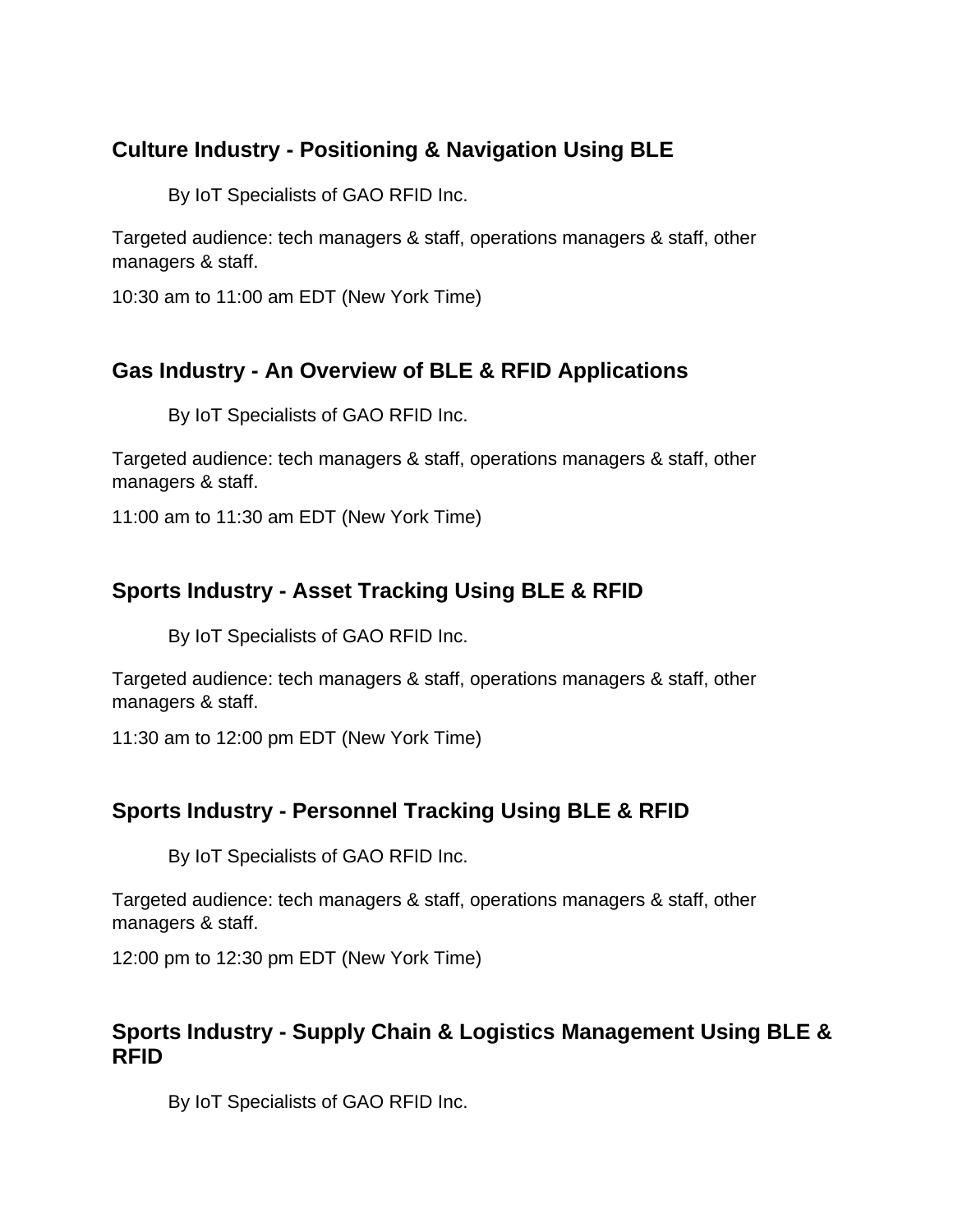### Culture Industry - Positioning & Navigation Using BLE

By IoT Specialists of GAO RFID Inc.

Targeted audience: tech managers & staff, operations managers & staff, other managers & staff.

10:30 am to 11:00 am EDT (New York Time)

### Gas Industry - An Overview of BLE & RFID Applications

By IoT Specialists of GAO RFID Inc.

Targeted audience: tech managers & staff, operations managers & staff, other managers & staff.

11:00 am to 11:30 am EDT (New York Time)

### Sports Industry - Asset Tracking Using BLE & RFID

By IoT Specialists of GAO RFID Inc.

Targeted audience: tech managers & staff, operations managers & staff, other managers & staff.

11:30 am to 12:00 pm EDT (New York Time)

### Sports Industry - Personnel Tracking Using BLE & RFID

By IoT Specialists of GAO RFID Inc.

Targeted audience: tech managers & staff, operations managers & staff, other managers & staff.

12:00 pm to 12:30 pm EDT (New York Time)

### Sports Industry - Supply Chain & Logistics Management Using BLE & RFID

By IoT Specialists of GAO RFID Inc.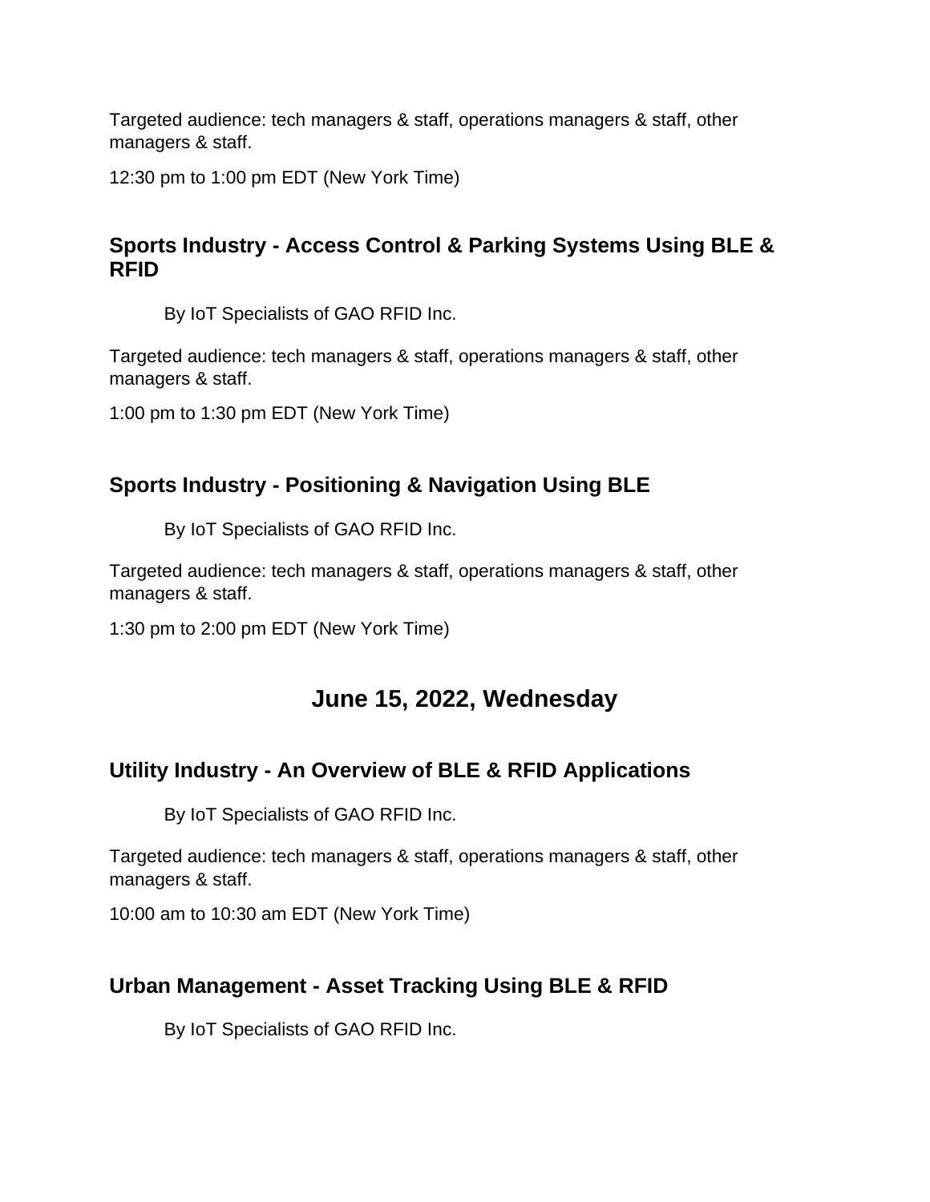Targeted audience: tech managers & staff, operations managers & staff, other managers & staff.

12:30 pm to 1:00 pm EDT (New York Time)

### Sports Industry - Access Control & Parking Systems Using BLE & RFID

By IoT Specialists of GAO RFID Inc.

Targeted audience: tech managers & staff, operations managers & staff, other managers & staff.

1:00 pm to 1:30 pm EDT (New York Time)

### Sports Industry - Positioning & Navigation Using BLE

By IoT Specialists of GAO RFID Inc.

Targeted audience: tech managers & staff, operations managers & staff, other managers & staff.

1:30 pm to 2:00 pm EDT (New York Time)

## June 15, 2022, Wednesday

### Utility Industry - An Overview of BLE & RFID Applications

By IoT Specialists of GAO RFID Inc.

Targeted audience: tech managers & staff, operations managers & staff, other managers & staff.

10:00 am to 10:30 am EDT (New York Time)

### Urban Management - Asset Tracking Using BLE & RFID

By IoT Specialists of GAO RFID Inc.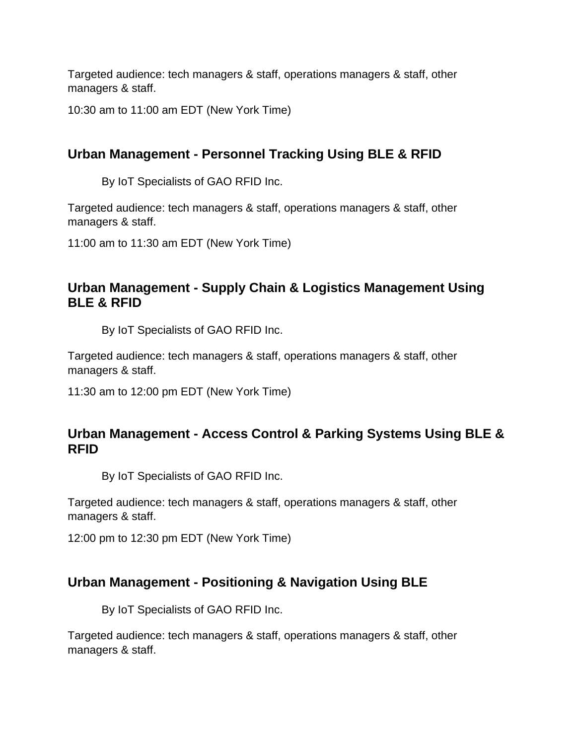Targeted audience: tech managers & staff, operations managers & staff, other managers & staff.

10:30 am to 11:00 am EDT (New York Time)

### Urban Management - Personnel Tracking Using BLE & RFID

By IoT Specialists of GAO RFID Inc.

Targeted audience: tech managers & staff, operations managers & staff, other managers & staff.

11:00 am to 11:30 am EDT (New York Time)

### Urban Management - Supply Chain & Logistics Management Using BLE & RFID

By IoT Specialists of GAO RFID Inc.

Targeted audience: tech managers & staff, operations managers & staff, other managers & staff.

11:30 am to 12:00 pm EDT (New York Time)

### Urban Management - Access Control & Parking Systems Using BLE & RFID

By IoT Specialists of GAO RFID Inc.

Targeted audience: tech managers & staff, operations managers & staff, other managers & staff.

12:00 pm to 12:30 pm EDT (New York Time)

### Urban Management - Positioning & Navigation Using BLE

By IoT Specialists of GAO RFID Inc.

Targeted audience: tech managers & staff, operations managers & staff, other managers & staff.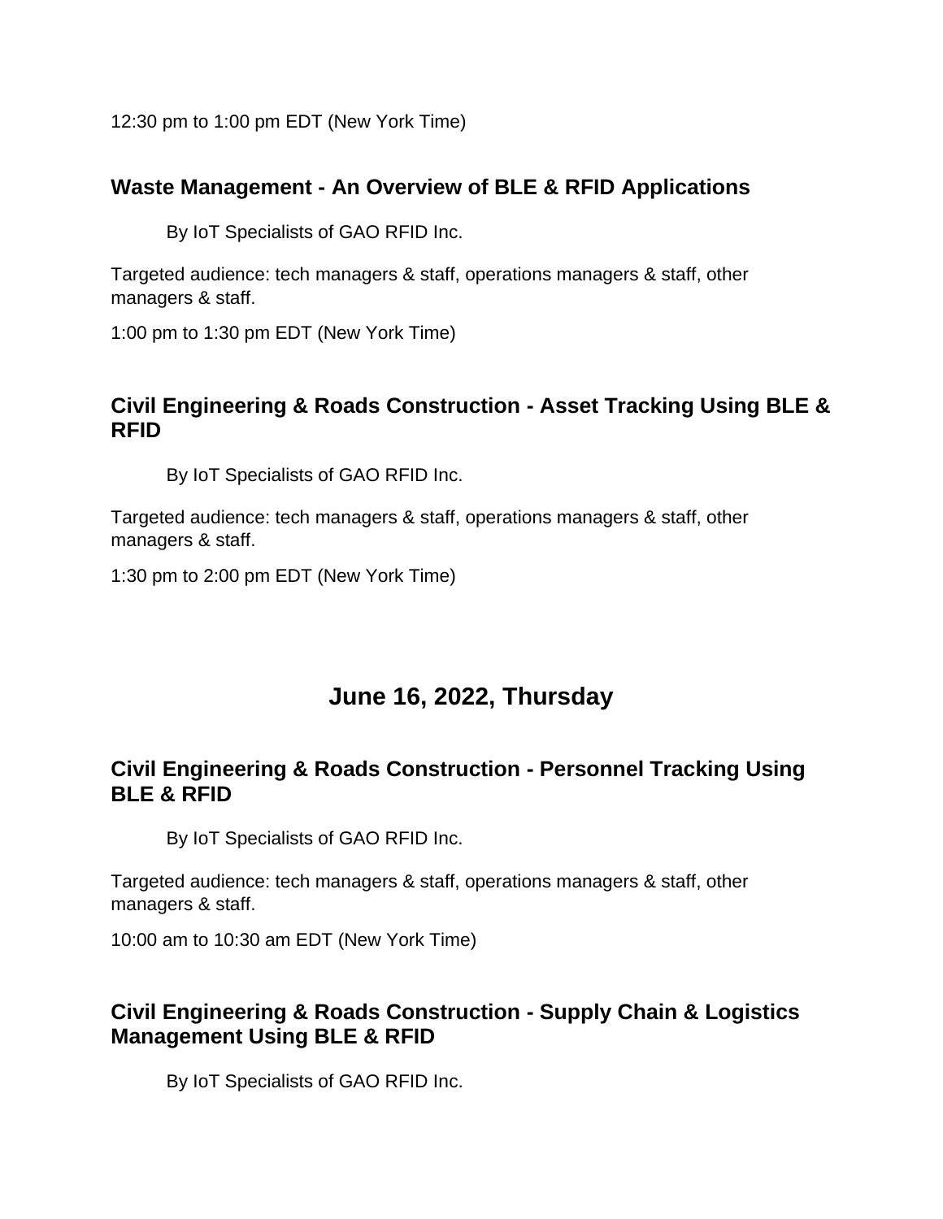12:30 pm to 1:00 pm EDT (New York Time)

### Waste Management - An Overview of BLE & RFID Applications

By IoT Specialists of GAO RFID Inc.

Targeted audience: tech managers & staff, operations managers & staff, other managers & staff.

1:00 pm to 1:30 pm EDT (New York Time)

### Civil Engineering & Roads Construction - Asset Tracking Using BLE & RFID

By IoT Specialists of GAO RFID Inc.

Targeted audience: tech managers & staff, operations managers & staff, other managers & staff.

1:30 pm to 2:00 pm EDT (New York Time)

## June 16, 2022, Thursday

### Civil Engineering & Roads Construction - Personnel Tracking Using BLE & RFID

By IoT Specialists of GAO RFID Inc.

Targeted audience: tech managers & staff, operations managers & staff, other managers & staff.

10:00 am to 10:30 am EDT (New York Time)

### Civil Engineering & Roads Construction - Supply Chain & Logistics Management Using BLE & RFID

By IoT Specialists of GAO RFID Inc.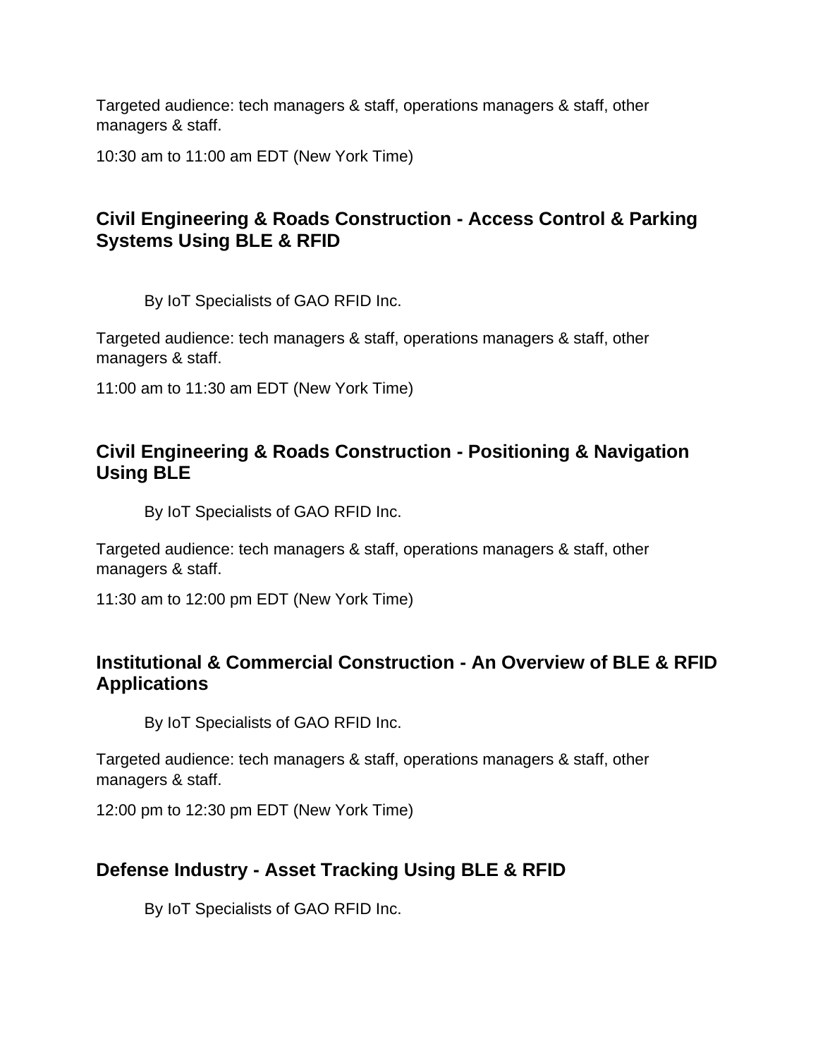Targeted audience: tech managers & staff, operations managers & staff, other managers & staff.

10:30 am to 11:00 am EDT (New York Time)

### Civil Engineering & Roads Construction - Access Control & Parking Systems Using BLE & RFID

By IoT Specialists of GAO RFID Inc.

Targeted audience: tech managers & staff, operations managers & staff, other managers & staff.

11:00 am to 11:30 am EDT (New York Time)

### Civil Engineering & Roads Construction - Positioning & Navigation Using BLE

By IoT Specialists of GAO RFID Inc.

Targeted audience: tech managers & staff, operations managers & staff, other managers & staff.

11:30 am to 12:00 pm EDT (New York Time)

### Institutional & Commercial Construction - An Overview of BLE & RFID Applications

By IoT Specialists of GAO RFID Inc.

Targeted audience: tech managers & staff, operations managers & staff, other managers & staff.

12:00 pm to 12:30 pm EDT (New York Time)

### Defense Industry - Asset Tracking Using BLE & RFID

By IoT Specialists of GAO RFID Inc.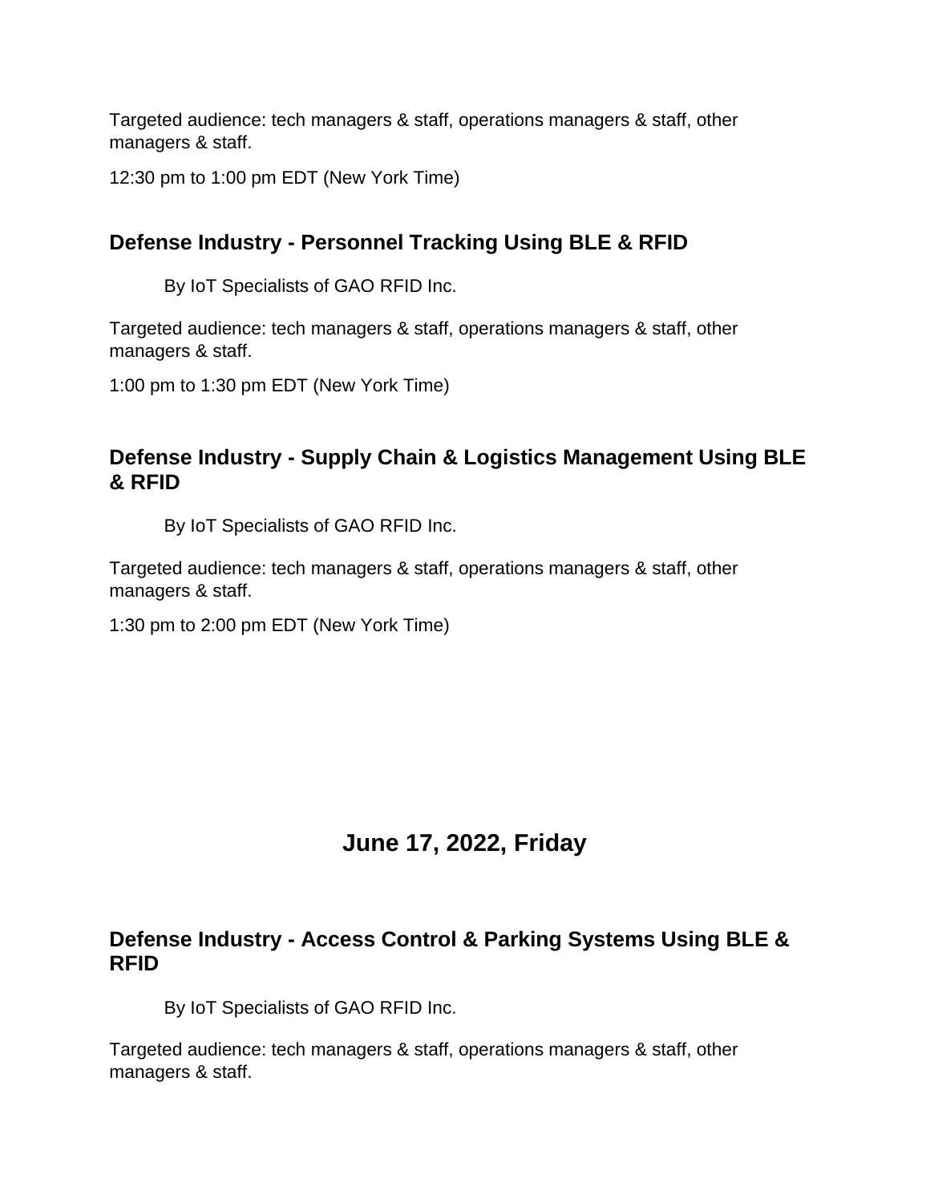Targeted audience: tech managers & staff, operations managers & staff, other managers & staff.

12:30 pm to 1:00 pm EDT (New York Time)

### Defense Industry - Personnel Tracking Using BLE & RFID

By IoT Specialists of GAO RFID Inc.

Targeted audience: tech managers & staff, operations managers & staff, other managers & staff.

1:00 pm to 1:30 pm EDT (New York Time)

### Defense Industry - Supply Chain & Logistics Management Using BLE & RFID

By IoT Specialists of GAO RFID Inc.

Targeted audience: tech managers & staff, operations managers & staff, other managers & staff.

1:30 pm to 2:00 pm EDT (New York Time)

## June 17, 2022, Friday

### Defense Industry - Access Control & Parking Systems Using BLE & RFID

By IoT Specialists of GAO RFID Inc.

Targeted audience: tech managers & staff, operations managers & staff, other managers & staff.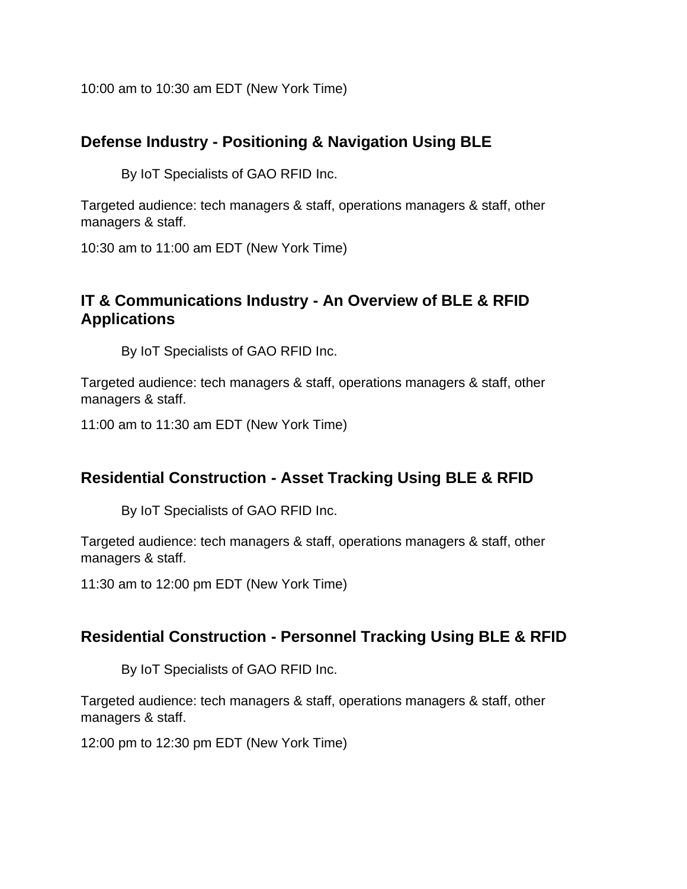10:00 am to 10:30 am EDT (New York Time)

### Defense Industry - Positioning & Navigation Using BLE

By IoT Specialists of GAO RFID Inc.

Targeted audience: tech managers & staff, operations managers & staff, other managers & staff.

10:30 am to 11:00 am EDT (New York Time)

### IT & Communications Industry - An Overview of BLE & RFID Applications

By IoT Specialists of GAO RFID Inc.

Targeted audience: tech managers & staff, operations managers & staff, other managers & staff.

11:00 am to 11:30 am EDT (New York Time)

### Residential Construction - Asset Tracking Using BLE & RFID

By IoT Specialists of GAO RFID Inc.

Targeted audience: tech managers & staff, operations managers & staff, other managers & staff.

11:30 am to 12:00 pm EDT (New York Time)

### Residential Construction - Personnel Tracking Using BLE & RFID

By IoT Specialists of GAO RFID Inc.

Targeted audience: tech managers & staff, operations managers & staff, other managers & staff.

12:00 pm to 12:30 pm EDT (New York Time)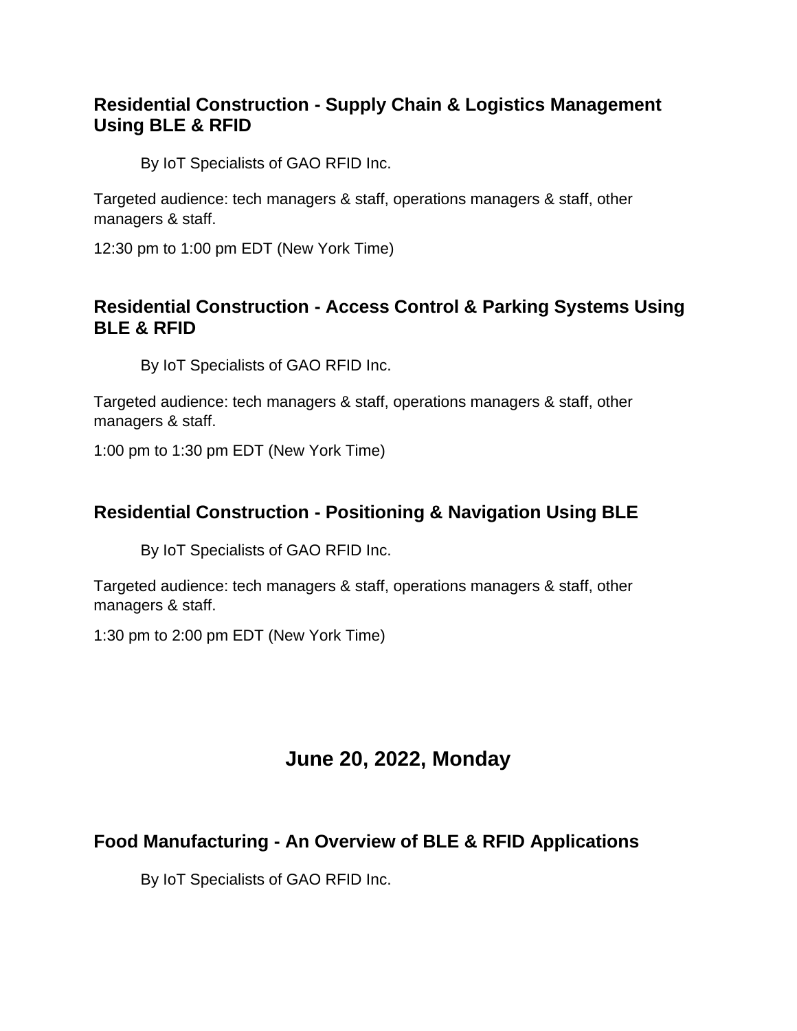### Residential Construction - Supply Chain & Logistics Management Using BLE & RFID

By IoT Specialists of GAO RFID Inc.

Targeted audience: tech managers & staff, operations managers & staff, other managers & staff.

12:30 pm to 1:00 pm EDT (New York Time)

### Residential Construction - Access Control & Parking Systems Using BLE & RFID

By IoT Specialists of GAO RFID Inc.

Targeted audience: tech managers & staff, operations managers & staff, other managers & staff.

1:00 pm to 1:30 pm EDT (New York Time)

### Residential Construction - Positioning & Navigation Using BLE

By IoT Specialists of GAO RFID Inc.

Targeted audience: tech managers & staff, operations managers & staff, other managers & staff.

1:30 pm to 2:00 pm EDT (New York Time)

## June 20, 2022, Monday

### Food Manufacturing - An Overview of BLE & RFID Applications

By IoT Specialists of GAO RFID Inc.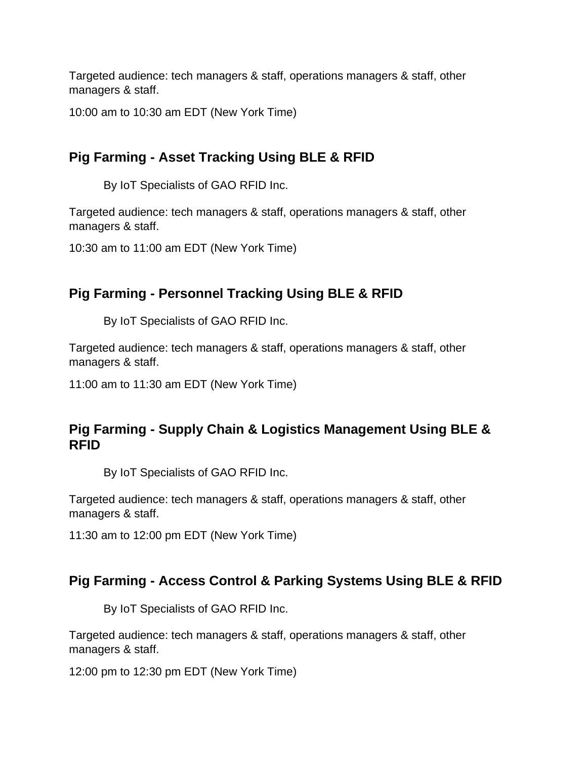Targeted audience: tech managers & staff, operations managers & staff, other managers & staff.

10:00 am to 10:30 am EDT (New York Time)

### Pig Farming - Asset Tracking Using BLE & RFID

By IoT Specialists of GAO RFID Inc.

Targeted audience: tech managers & staff, operations managers & staff, other managers & staff.

10:30 am to 11:00 am EDT (New York Time)

### Pig Farming - Personnel Tracking Using BLE & RFID

By IoT Specialists of GAO RFID Inc.

Targeted audience: tech managers & staff, operations managers & staff, other managers & staff.

11:00 am to 11:30 am EDT (New York Time)

### Pig Farming - Supply Chain & Logistics Management Using BLE & RFID

By IoT Specialists of GAO RFID Inc.

Targeted audience: tech managers & staff, operations managers & staff, other managers & staff.

11:30 am to 12:00 pm EDT (New York Time)

### Pig Farming - Access Control & Parking Systems Using BLE & RFID

By IoT Specialists of GAO RFID Inc.

Targeted audience: tech managers & staff, operations managers & staff, other managers & staff.

12:00 pm to 12:30 pm EDT (New York Time)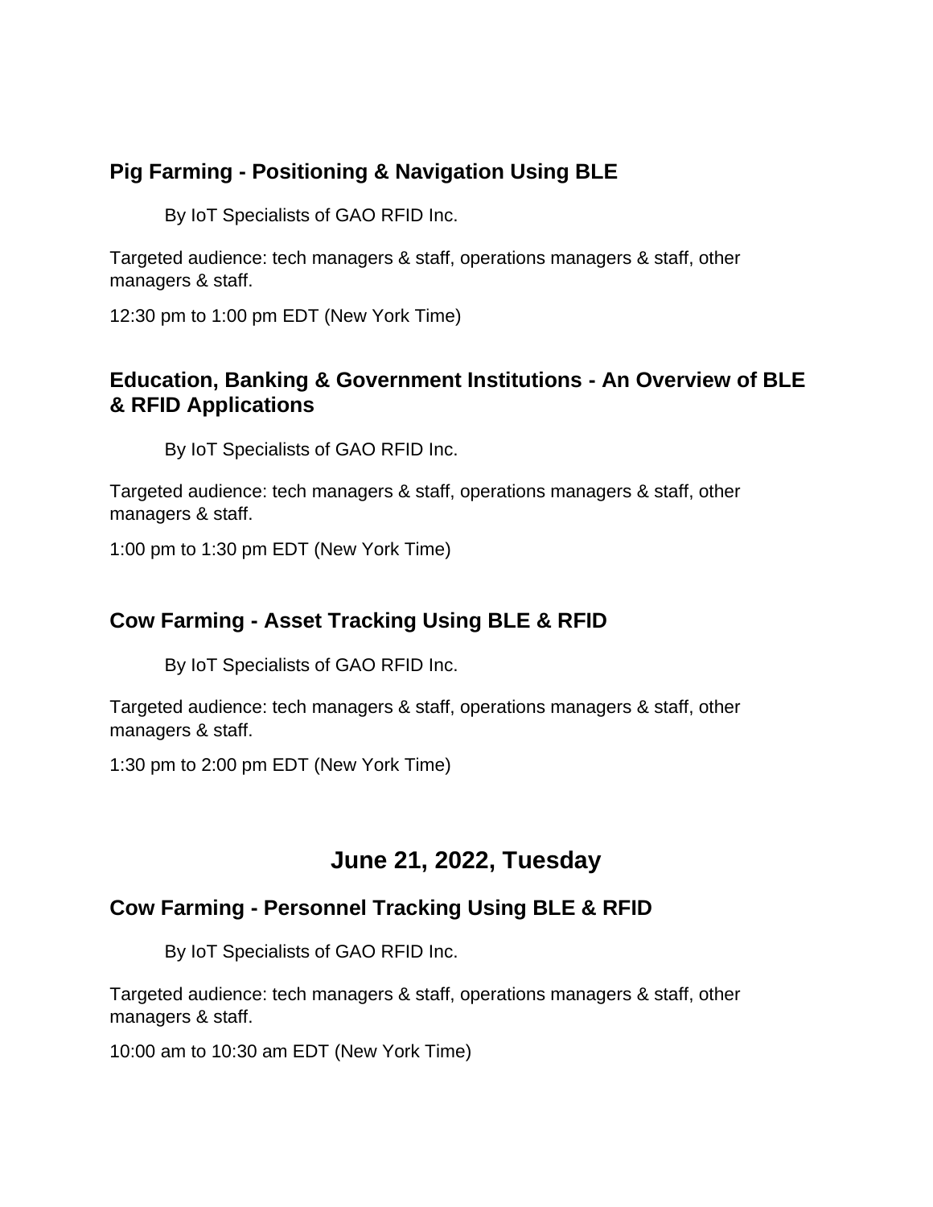### Pig Farming - Positioning & Navigation Using BLE

By IoT Specialists of GAO RFID Inc.

Targeted audience: tech managers & staff, operations managers & staff, other managers & staff.

12:30 pm to 1:00 pm EDT (New York Time)

### Education, Banking & Government Institutions - An Overview of BLE & RFID Applications

By IoT Specialists of GAO RFID Inc.

Targeted audience: tech managers & staff, operations managers & staff, other managers & staff.

1:00 pm to 1:30 pm EDT (New York Time)

### Cow Farming - Asset Tracking Using BLE & RFID

By IoT Specialists of GAO RFID Inc.

Targeted audience: tech managers & staff, operations managers & staff, other managers & staff.

1:30 pm to 2:00 pm EDT (New York Time)

## June 21, 2022, Tuesday

### Cow Farming - Personnel Tracking Using BLE & RFID

By IoT Specialists of GAO RFID Inc.

Targeted audience: tech managers & staff, operations managers & staff, other managers & staff.

10:00 am to 10:30 am EDT (New York Time)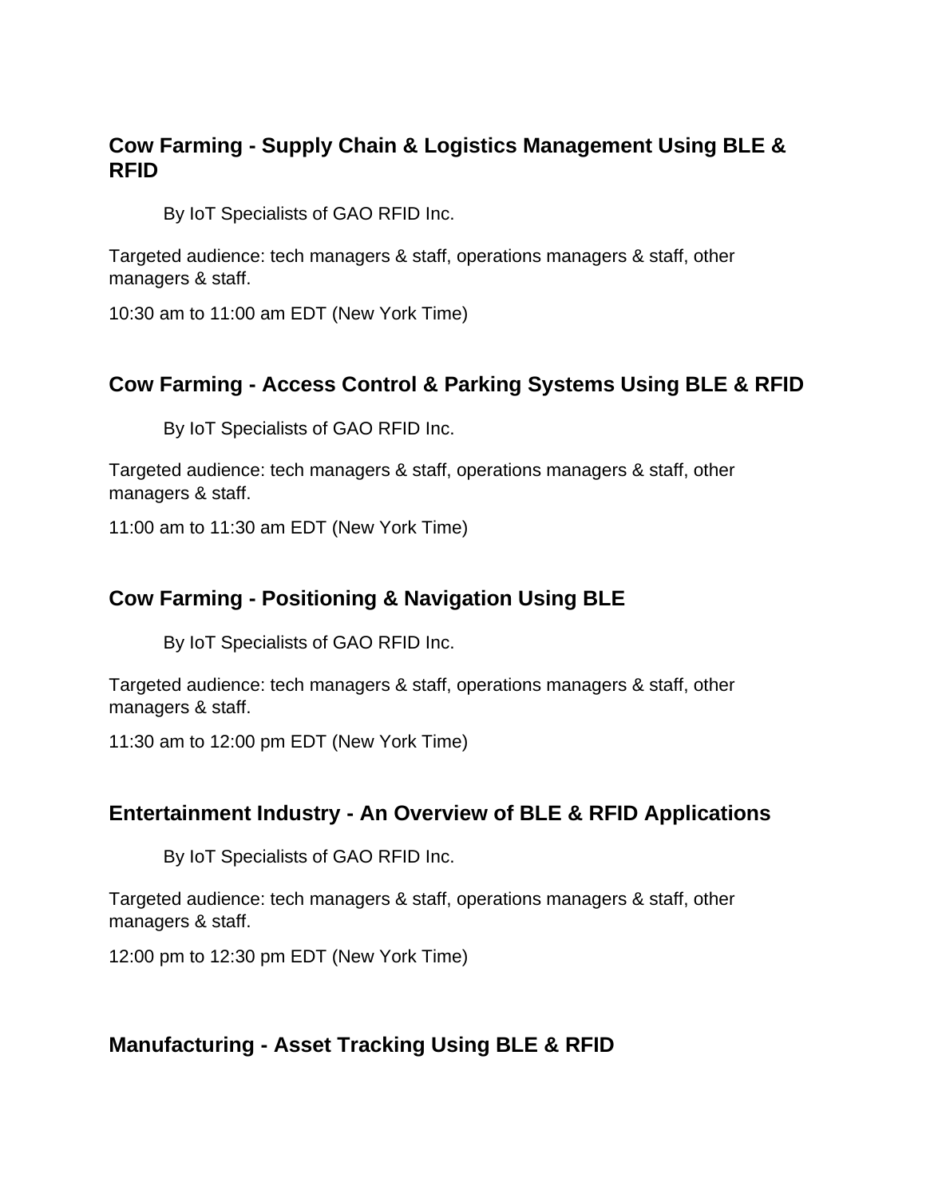## Cow Farming - Supply Chain & Logistics Management Using BLE & RFID

By IoT Specialists of GAO RFID Inc.

Targeted audience: tech managers & staff, operations managers & staff, other managers & staff.

10:30 am to 11:00 am EDT (New York Time)

## Cow Farming - Access Control & Parking Systems Using BLE & RFID

By IoT Specialists of GAO RFID Inc.

Targeted audience: tech managers & staff, operations managers & staff, other managers & staff.

11:00 am to 11:30 am EDT (New York Time)

## Cow Farming - Positioning & Navigation Using BLE

By IoT Specialists of GAO RFID Inc.

Targeted audience: tech managers & staff, operations managers & staff, other managers & staff.

11:30 am to 12:00 pm EDT (New York Time)

## Entertainment Industry - An Overview of BLE & RFID Applications

By IoT Specialists of GAO RFID Inc.

Targeted audience: tech managers & staff, operations managers & staff, other managers & staff.

12:00 pm to 12:30 pm EDT (New York Time)

## Manufacturing - Asset Tracking Using BLE & RFID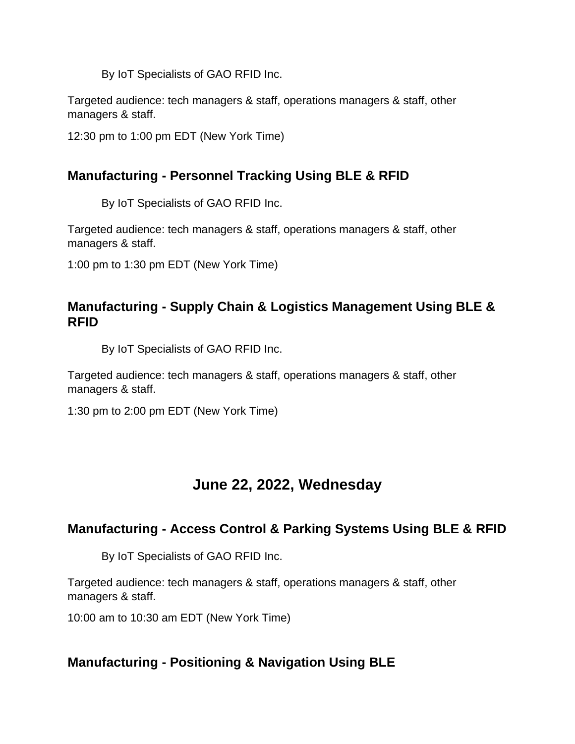By IoT Specialists of GAO RFID Inc.

Targeted audience: tech managers & staff, operations managers & staff, other managers & staff.

12:30 pm to 1:00 pm EDT (New York Time)

### Manufacturing - Personnel Tracking Using BLE & RFID

By IoT Specialists of GAO RFID Inc.

Targeted audience: tech managers & staff, operations managers & staff, other managers & staff.

1:00 pm to 1:30 pm EDT (New York Time)

### Manufacturing - Supply Chain & Logistics Management Using BLE & RFID

By IoT Specialists of GAO RFID Inc.

Targeted audience: tech managers & staff, operations managers & staff, other managers & staff.

1:30 pm to 2:00 pm EDT (New York Time)

## June 22, 2022, Wednesday

### Manufacturing - Access Control & Parking Systems Using BLE & RFID

By IoT Specialists of GAO RFID Inc.

Targeted audience: tech managers & staff, operations managers & staff, other managers & staff.

10:00 am to 10:30 am EDT (New York Time)

### Manufacturing - Positioning & Navigation Using BLE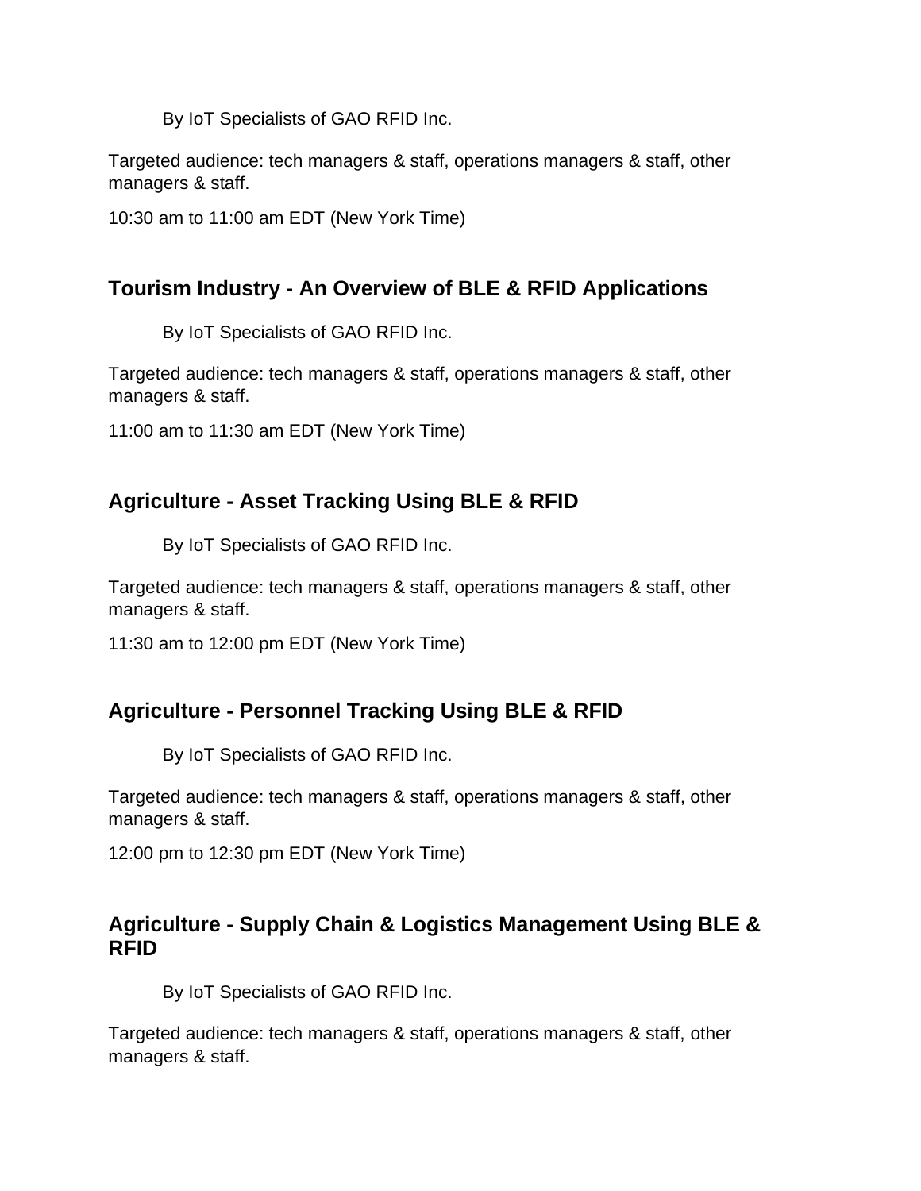By IoT Specialists of GAO RFID Inc.

Targeted audience: tech managers & staff, operations managers & staff, other managers & staff.

10:30 am to 11:00 am EDT (New York Time)

### Tourism Industry - An Overview of BLE & RFID Applications

By IoT Specialists of GAO RFID Inc.

Targeted audience: tech managers & staff, operations managers & staff, other managers & staff.

11:00 am to 11:30 am EDT (New York Time)

### Agriculture - Asset Tracking Using BLE & RFID

By IoT Specialists of GAO RFID Inc.

Targeted audience: tech managers & staff, operations managers & staff, other managers & staff.

11:30 am to 12:00 pm EDT (New York Time)

### Agriculture - Personnel Tracking Using BLE & RFID

By IoT Specialists of GAO RFID Inc.

Targeted audience: tech managers & staff, operations managers & staff, other managers & staff.

12:00 pm to 12:30 pm EDT (New York Time)

### Agriculture - Supply Chain & Logistics Management Using BLE & RFID

By IoT Specialists of GAO RFID Inc.

Targeted audience: tech managers & staff, operations managers & staff, other managers & staff.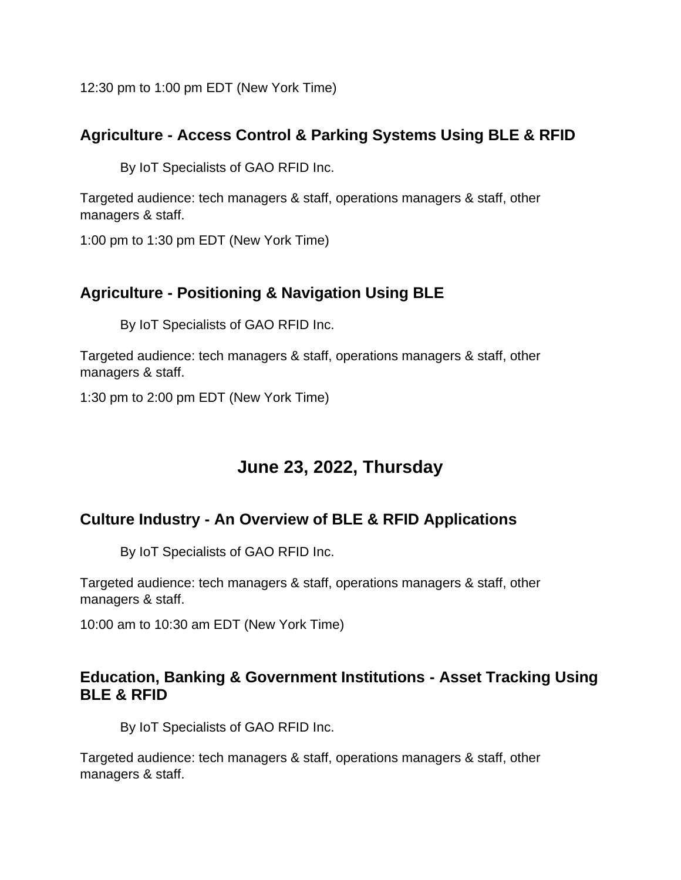12:30 pm to 1:00 pm EDT (New York Time)

### Agriculture - Access Control & Parking Systems Using BLE & RFID

By IoT Specialists of GAO RFID Inc.

Targeted audience: tech managers & staff, operations managers & staff, other managers & staff.

1:00 pm to 1:30 pm EDT (New York Time)

### Agriculture - Positioning & Navigation Using BLE

By IoT Specialists of GAO RFID Inc.

Targeted audience: tech managers & staff, operations managers & staff, other managers & staff.

1:30 pm to 2:00 pm EDT (New York Time)

## June 23, 2022, Thursday

### Culture Industry - An Overview of BLE & RFID Applications

By IoT Specialists of GAO RFID Inc.

Targeted audience: tech managers & staff, operations managers & staff, other managers & staff.

10:00 am to 10:30 am EDT (New York Time)

### Education, Banking & Government Institutions - Asset Tracking Using BLE & RFID

By IoT Specialists of GAO RFID Inc.

Targeted audience: tech managers & staff, operations managers & staff, other managers & staff.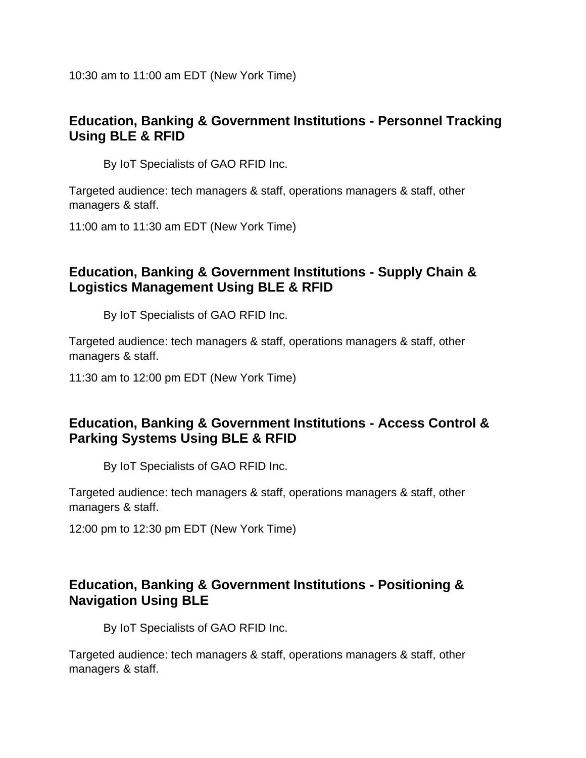10:30 am to 11:00 am EDT (New York Time)

### Education, Banking & Government Institutions - Personnel Tracking Using BLE & RFID

By IoT Specialists of GAO RFID Inc.

Targeted audience: tech managers & staff, operations managers & staff, other managers & staff.

11:00 am to 11:30 am EDT (New York Time)

### Education, Banking & Government Institutions - Supply Chain & Logistics Management Using BLE & RFID

By IoT Specialists of GAO RFID Inc.

Targeted audience: tech managers & staff, operations managers & staff, other managers & staff.

11:30 am to 12:00 pm EDT (New York Time)

### Education, Banking & Government Institutions - Access Control & Parking Systems Using BLE & RFID

By IoT Specialists of GAO RFID Inc.

Targeted audience: tech managers & staff, operations managers & staff, other managers & staff.

12:00 pm to 12:30 pm EDT (New York Time)

### Education, Banking & Government Institutions - Positioning & Navigation Using BLE

By IoT Specialists of GAO RFID Inc.

Targeted audience: tech managers & staff, operations managers & staff, other managers & staff.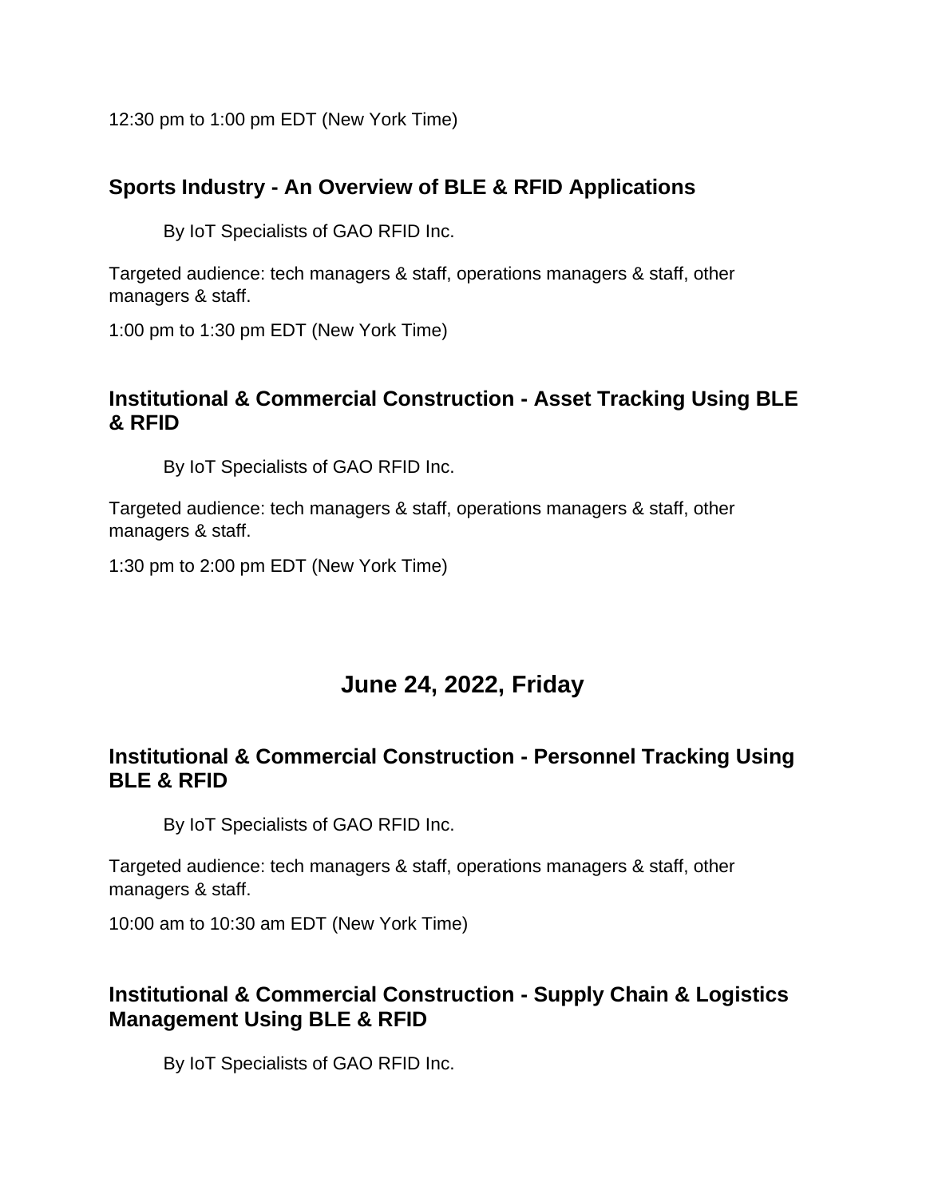12:30 pm to 1:00 pm EDT (New York Time)

### Sports Industry - An Overview of BLE & RFID Applications

By IoT Specialists of GAO RFID Inc.

Targeted audience: tech managers & staff, operations managers & staff, other managers & staff.

1:00 pm to 1:30 pm EDT (New York Time)

### Institutional & Commercial Construction - Asset Tracking Using BLE & RFID

By IoT Specialists of GAO RFID Inc.

Targeted audience: tech managers & staff, operations managers & staff, other managers & staff.

1:30 pm to 2:00 pm EDT (New York Time)

## June 24, 2022, Friday

### Institutional & Commercial Construction - Personnel Tracking Using BLE & RFID

By IoT Specialists of GAO RFID Inc.

Targeted audience: tech managers & staff, operations managers & staff, other managers & staff.

10:00 am to 10:30 am EDT (New York Time)

### Institutional & Commercial Construction - Supply Chain & Logistics Management Using BLE & RFID

By IoT Specialists of GAO RFID Inc.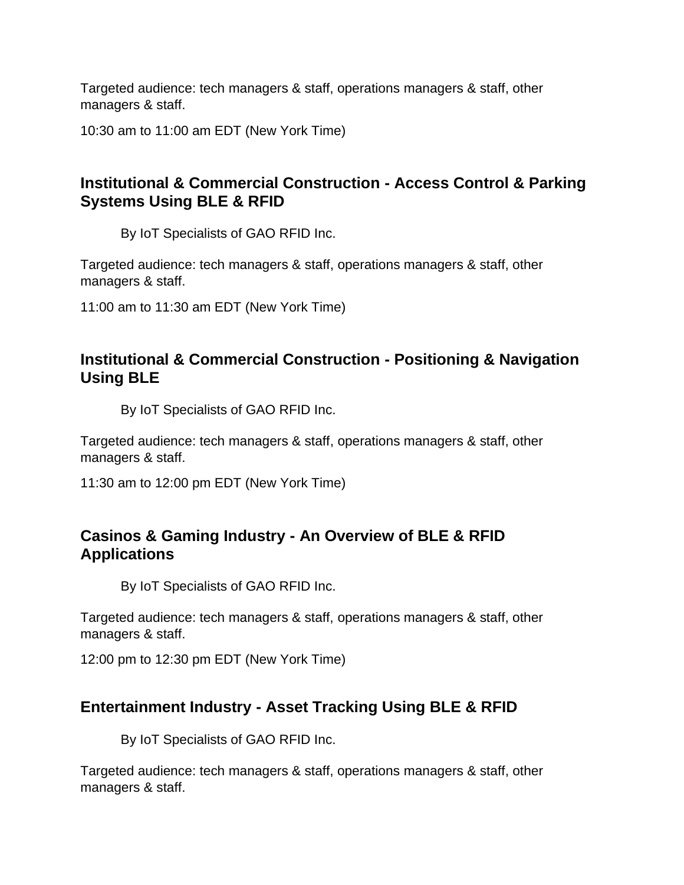Targeted audience: tech managers & staff, operations managers & staff, other managers & staff.

10:30 am to 11:00 am EDT (New York Time)

### Institutional & Commercial Construction - Access Control & Parking Systems Using BLE & RFID

By IoT Specialists of GAO RFID Inc.

Targeted audience: tech managers & staff, operations managers & staff, other managers & staff.

11:00 am to 11:30 am EDT (New York Time)

### Institutional & Commercial Construction - Positioning & Navigation Using BLE

By IoT Specialists of GAO RFID Inc.

Targeted audience: tech managers & staff, operations managers & staff, other managers & staff.

11:30 am to 12:00 pm EDT (New York Time)

### Casinos & Gaming Industry - An Overview of BLE & RFID Applications

By IoT Specialists of GAO RFID Inc.

Targeted audience: tech managers & staff, operations managers & staff, other managers & staff.

12:00 pm to 12:30 pm EDT (New York Time)

### Entertainment Industry - Asset Tracking Using BLE & RFID

By IoT Specialists of GAO RFID Inc.

Targeted audience: tech managers & staff, operations managers & staff, other managers & staff.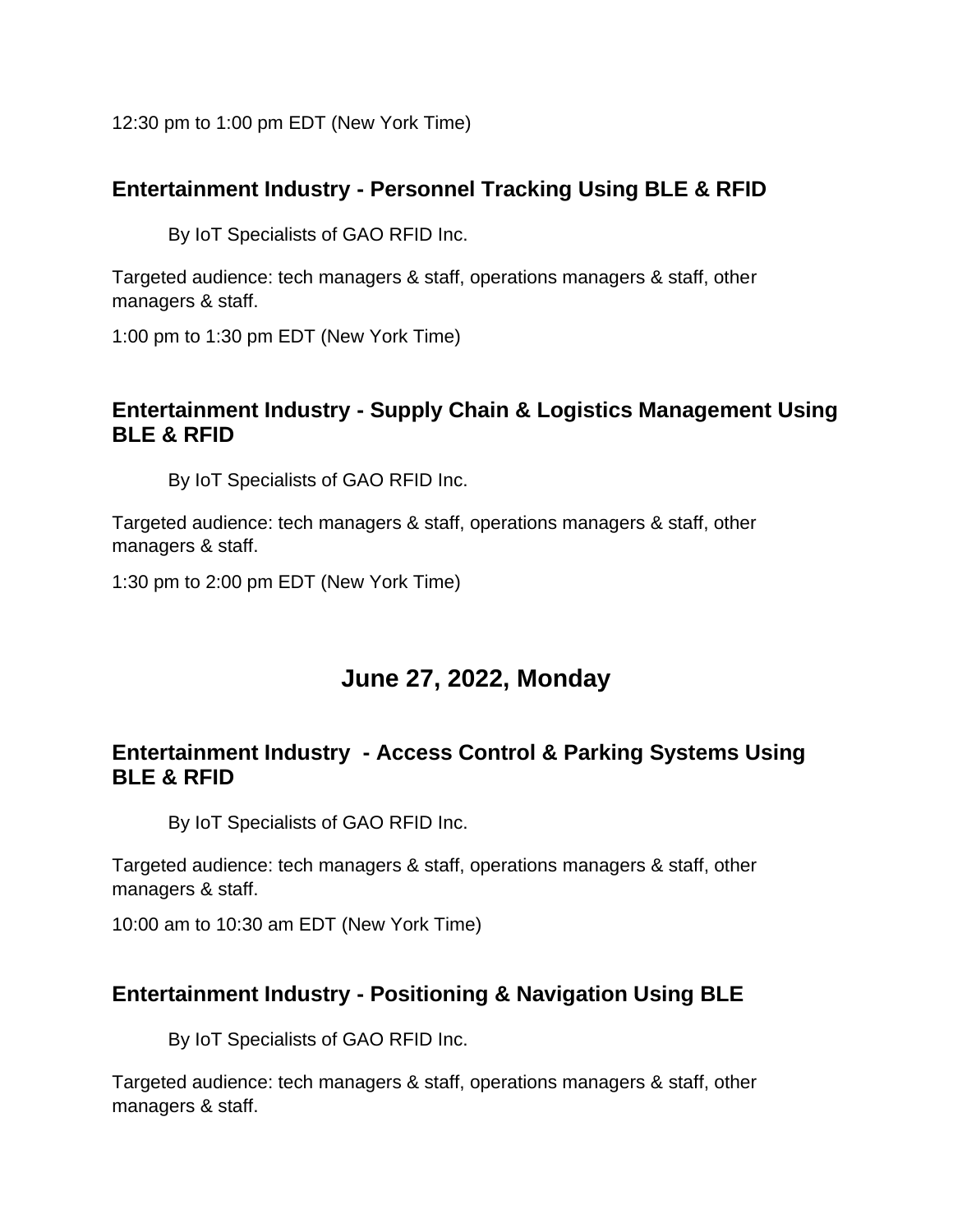12:30 pm to 1:00 pm EDT (New York Time)

### Entertainment Industry - Personnel Tracking Using BLE & RFID

By IoT Specialists of GAO RFID Inc.

Targeted audience: tech managers & staff, operations managers & staff, other managers & staff.

1:00 pm to 1:30 pm EDT (New York Time)

### Entertainment Industry - Supply Chain & Logistics Management Using BLE & RFID

By IoT Specialists of GAO RFID Inc.

Targeted audience: tech managers & staff, operations managers & staff, other managers & staff.

1:30 pm to 2:00 pm EDT (New York Time)

## June 27, 2022, Monday

### Entertainment Industry - Access Control & Parking Systems Using BLE & RFID

By IoT Specialists of GAO RFID Inc.

Targeted audience: tech managers & staff, operations managers & staff, other managers & staff.

10:00 am to 10:30 am EDT (New York Time)

### Entertainment Industry - Positioning & Navigation Using BLE

By IoT Specialists of GAO RFID Inc.

Targeted audience: tech managers & staff, operations managers & staff, other managers & staff.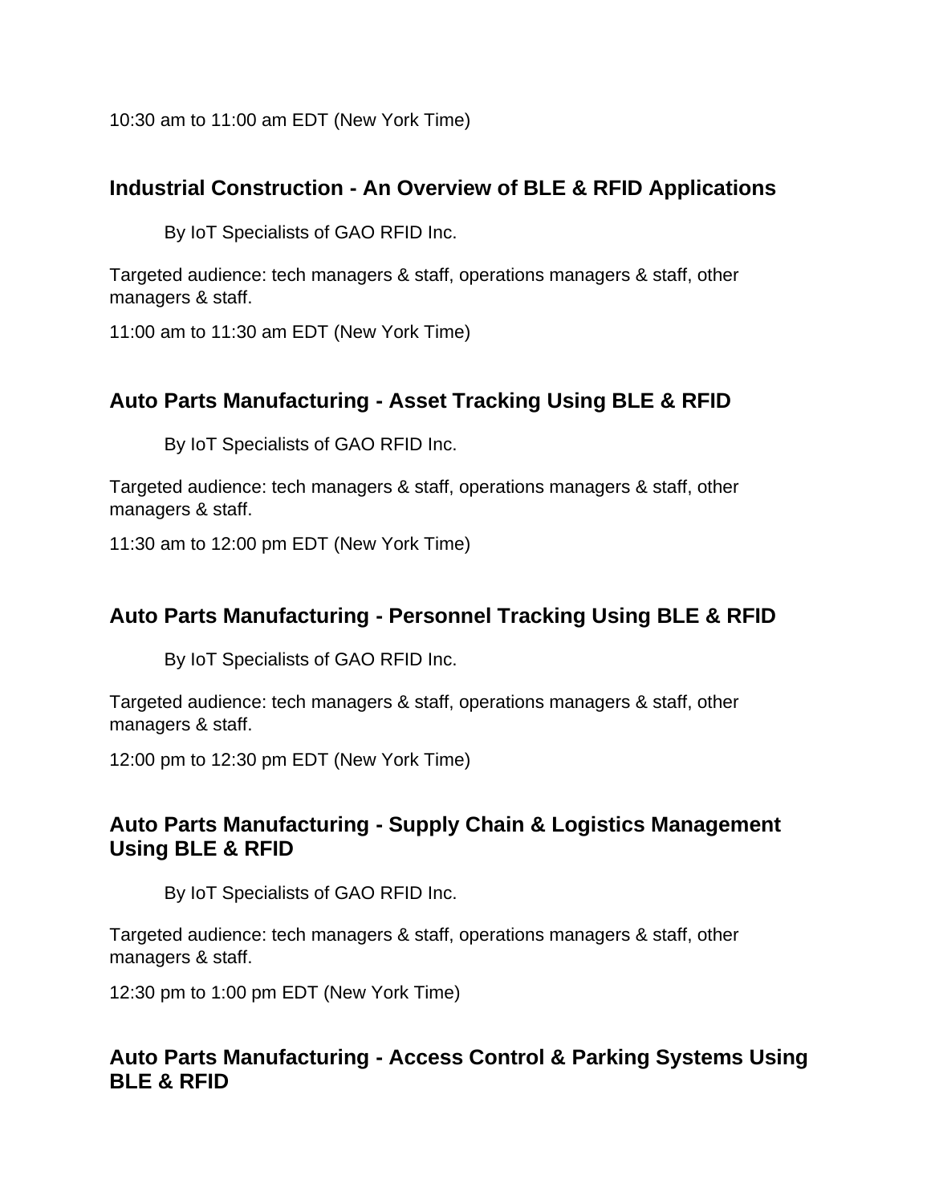10:30 am to 11:00 am EDT (New York Time)

### Industrial Construction - An Overview of BLE & RFID Applications

By IoT Specialists of GAO RFID Inc.

Targeted audience: tech managers & staff, operations managers & staff, other managers & staff.

11:00 am to 11:30 am EDT (New York Time)

### Auto Parts Manufacturing - Asset Tracking Using BLE & RFID

By IoT Specialists of GAO RFID Inc.

Targeted audience: tech managers & staff, operations managers & staff, other managers & staff.

11:30 am to 12:00 pm EDT (New York Time)

### Auto Parts Manufacturing - Personnel Tracking Using BLE & RFID

By IoT Specialists of GAO RFID Inc.

Targeted audience: tech managers & staff, operations managers & staff, other managers & staff.

12:00 pm to 12:30 pm EDT (New York Time)

### Auto Parts Manufacturing - Supply Chain & Logistics Management Using BLE & RFID

By IoT Specialists of GAO RFID Inc.

Targeted audience: tech managers & staff, operations managers & staff, other managers & staff.

12:30 pm to 1:00 pm EDT (New York Time)

### Auto Parts Manufacturing - Access Control & Parking Systems Using BLE & RFID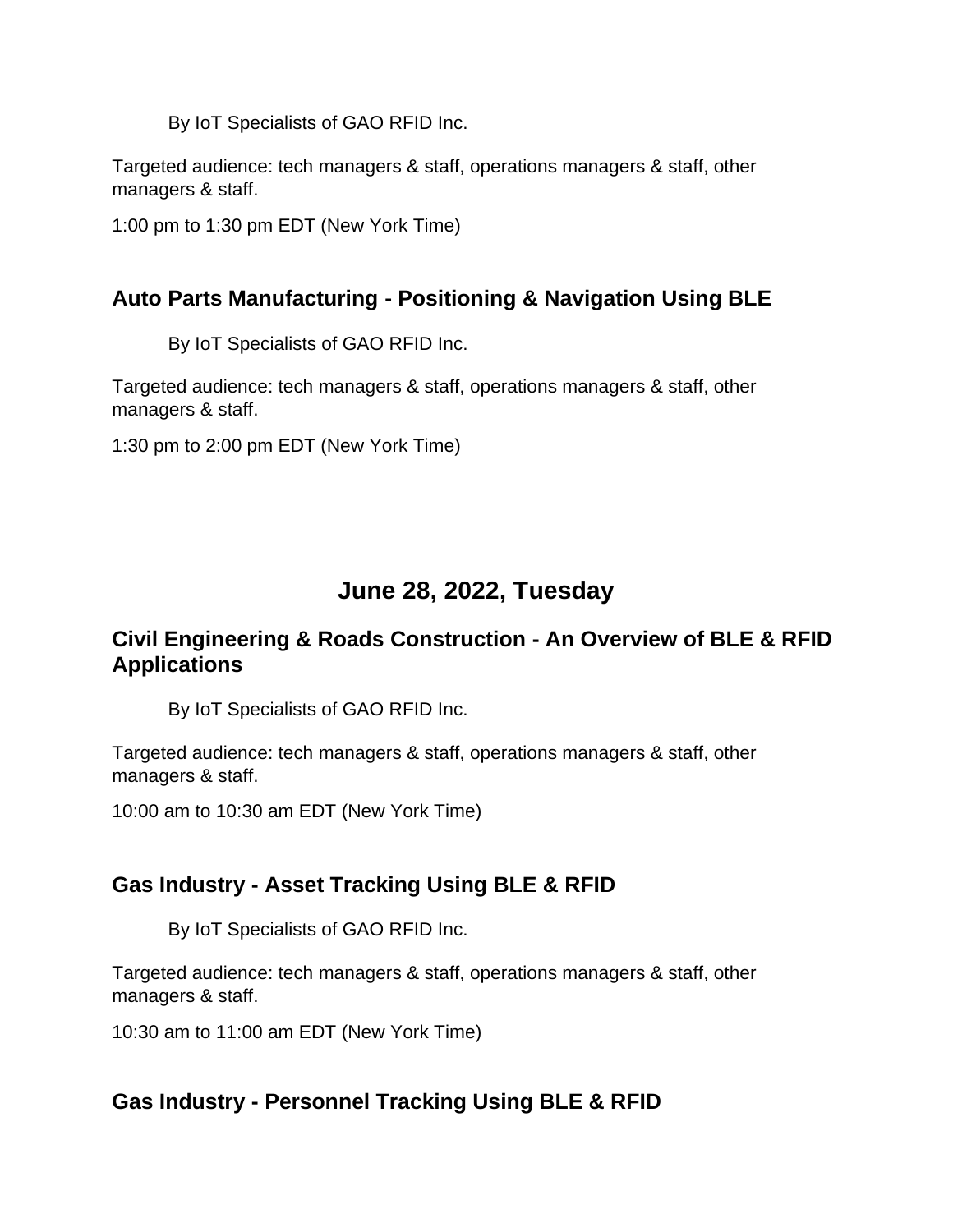By IoT Specialists of GAO RFID Inc.

Targeted audience: tech managers & staff, operations managers & staff, other managers & staff.

1:00 pm to 1:30 pm EDT (New York Time)

### Auto Parts Manufacturing - Positioning & Navigation Using BLE

By IoT Specialists of GAO RFID Inc.

Targeted audience: tech managers & staff, operations managers & staff, other managers & staff.

1:30 pm to 2:00 pm EDT (New York Time)

## June 28, 2022, Tuesday

### Civil Engineering & Roads Construction - An Overview of BLE & RFID Applications

By IoT Specialists of GAO RFID Inc.

Targeted audience: tech managers & staff, operations managers & staff, other managers & staff.

10:00 am to 10:30 am EDT (New York Time)

### Gas Industry - Asset Tracking Using BLE & RFID

By IoT Specialists of GAO RFID Inc.

Targeted audience: tech managers & staff, operations managers & staff, other managers & staff.

10:30 am to 11:00 am EDT (New York Time)

### Gas Industry - Personnel Tracking Using BLE & RFID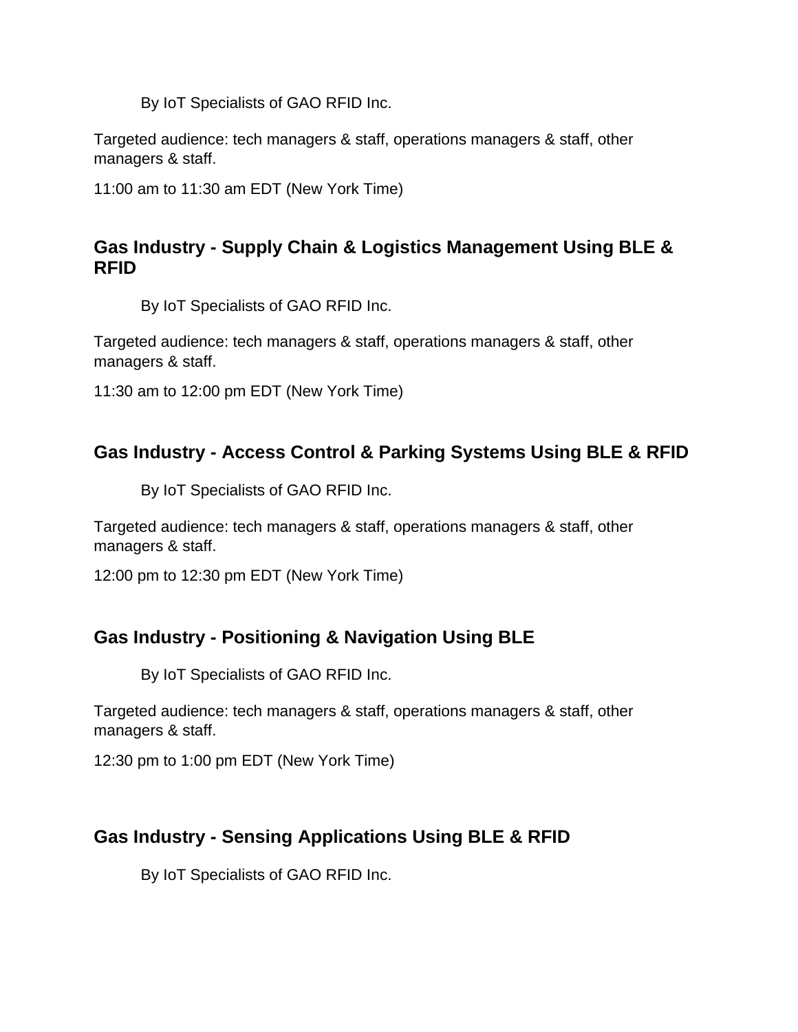By IoT Specialists of GAO RFID Inc.

Targeted audience: tech managers & staff, operations managers & staff, other managers & staff.

11:00 am to 11:30 am EDT (New York Time)

### Gas Industry - Supply Chain & Logistics Management Using BLE & RFID

By IoT Specialists of GAO RFID Inc.

Targeted audience: tech managers & staff, operations managers & staff, other managers & staff.

11:30 am to 12:00 pm EDT (New York Time)

### Gas Industry - Access Control & Parking Systems Using BLE & RFID

By IoT Specialists of GAO RFID Inc.

Targeted audience: tech managers & staff, operations managers & staff, other managers & staff.

12:00 pm to 12:30 pm EDT (New York Time)

### Gas Industry - Positioning & Navigation Using BLE

By IoT Specialists of GAO RFID Inc.

Targeted audience: tech managers & staff, operations managers & staff, other managers & staff.

12:30 pm to 1:00 pm EDT (New York Time)

### Gas Industry - Sensing Applications Using BLE & RFID

By IoT Specialists of GAO RFID Inc.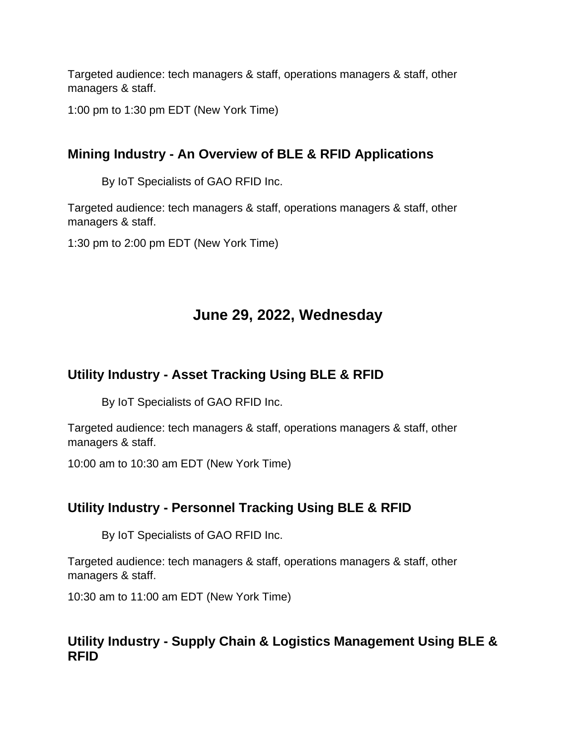Targeted audience: tech managers & staff, operations managers & staff, other managers & staff.

1:00 pm to 1:30 pm EDT (New York Time)

### Mining Industry - An Overview of BLE & RFID Applications

By IoT Specialists of GAO RFID Inc.

Targeted audience: tech managers & staff, operations managers & staff, other managers & staff.

1:30 pm to 2:00 pm EDT (New York Time)

## June 29, 2022, Wednesday

### Utility Industry - Asset Tracking Using BLE & RFID

By IoT Specialists of GAO RFID Inc.

Targeted audience: tech managers & staff, operations managers & staff, other managers & staff.

10:00 am to 10:30 am EDT (New York Time)

### Utility Industry - Personnel Tracking Using BLE & RFID

By IoT Specialists of GAO RFID Inc.

Targeted audience: tech managers & staff, operations managers & staff, other managers & staff.

10:30 am to 11:00 am EDT (New York Time)

### Utility Industry - Supply Chain & Logistics Management Using BLE & RFID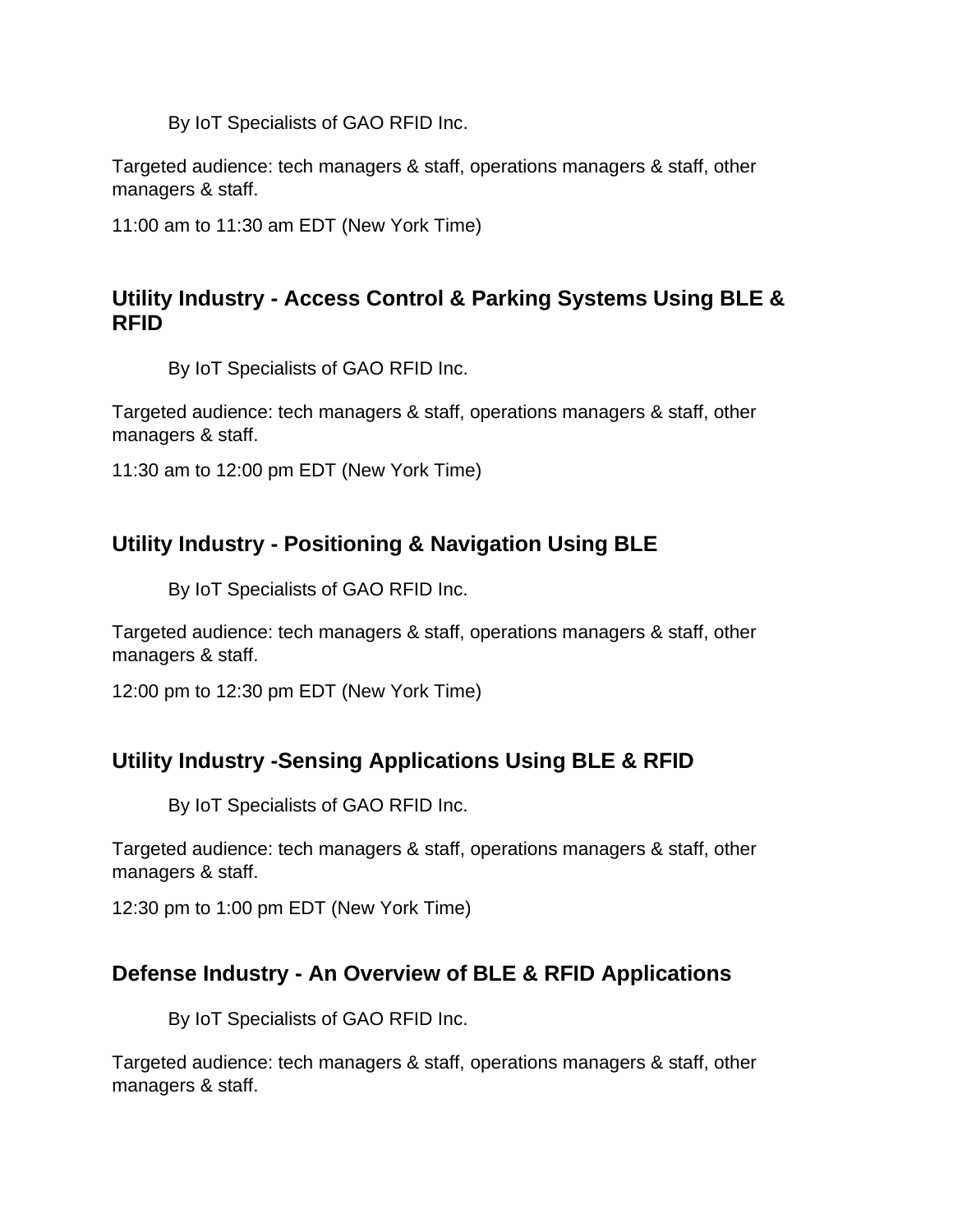By IoT Specialists of GAO RFID Inc.

Targeted audience: tech managers & staff, operations managers & staff, other managers & staff.

11:00 am to 11:30 am EDT (New York Time)

### Utility Industry - Access Control & Parking Systems Using BLE & RFID

By IoT Specialists of GAO RFID Inc.

Targeted audience: tech managers & staff, operations managers & staff, other managers & staff.

11:30 am to 12:00 pm EDT (New York Time)

### Utility Industry - Positioning & Navigation Using BLE

By IoT Specialists of GAO RFID Inc.

Targeted audience: tech managers & staff, operations managers & staff, other managers & staff.

12:00 pm to 12:30 pm EDT (New York Time)

### Utility Industry -Sensing Applications Using BLE & RFID

By IoT Specialists of GAO RFID Inc.

Targeted audience: tech managers & staff, operations managers & staff, other managers & staff.

12:30 pm to 1:00 pm EDT (New York Time)

### Defense Industry - An Overview of BLE & RFID Applications

By IoT Specialists of GAO RFID Inc.

Targeted audience: tech managers & staff, operations managers & staff, other managers & staff.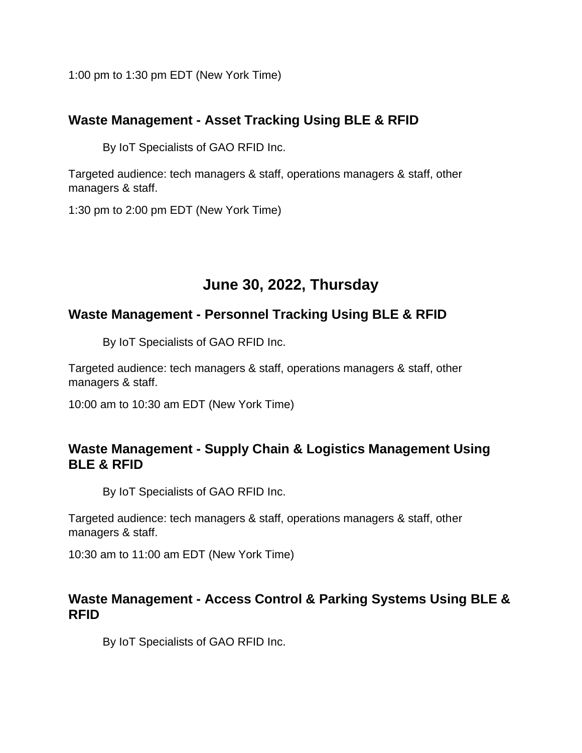1:00 pm to 1:30 pm EDT (New York Time)

### Waste Management - Asset Tracking Using BLE & RFID

By IoT Specialists of GAO RFID Inc.

Targeted audience: tech managers & staff, operations managers & staff, other managers & staff.

1:30 pm to 2:00 pm EDT (New York Time)

## June 30, 2022, Thursday

### Waste Management - Personnel Tracking Using BLE & RFID

By IoT Specialists of GAO RFID Inc.

Targeted audience: tech managers & staff, operations managers & staff, other managers & staff.

10:00 am to 10:30 am EDT (New York Time)

### Waste Management - Supply Chain & Logistics Management Using BLE & RFID

By IoT Specialists of GAO RFID Inc.

Targeted audience: tech managers & staff, operations managers & staff, other managers & staff.

10:30 am to 11:00 am EDT (New York Time)

### Waste Management - Access Control & Parking Systems Using BLE & RFID

By IoT Specialists of GAO RFID Inc.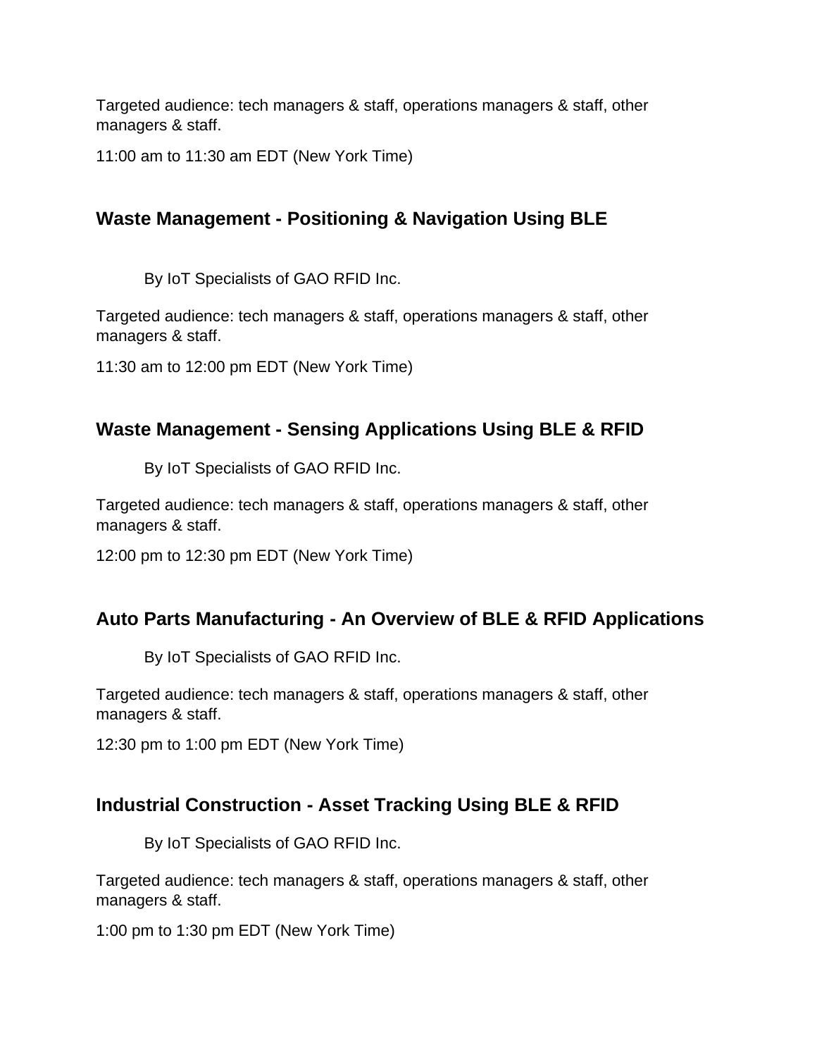Targeted audience: tech managers & staff, operations managers & staff, other managers & staff.

11:00 am to 11:30 am EDT (New York Time)

### Waste Management - Positioning & Navigation Using BLE

By IoT Specialists of GAO RFID Inc.

Targeted audience: tech managers & staff, operations managers & staff, other managers & staff.

11:30 am to 12:00 pm EDT (New York Time)

### Waste Management - Sensing Applications Using BLE & RFID

By IoT Specialists of GAO RFID Inc.

Targeted audience: tech managers & staff, operations managers & staff, other managers & staff.

12:00 pm to 12:30 pm EDT (New York Time)

### Auto Parts Manufacturing - An Overview of BLE & RFID Applications

By IoT Specialists of GAO RFID Inc.

Targeted audience: tech managers & staff, operations managers & staff, other managers & staff.

12:30 pm to 1:00 pm EDT (New York Time)

### Industrial Construction - Asset Tracking Using BLE & RFID

By IoT Specialists of GAO RFID Inc.

Targeted audience: tech managers & staff, operations managers & staff, other managers & staff.

1:00 pm to 1:30 pm EDT (New York Time)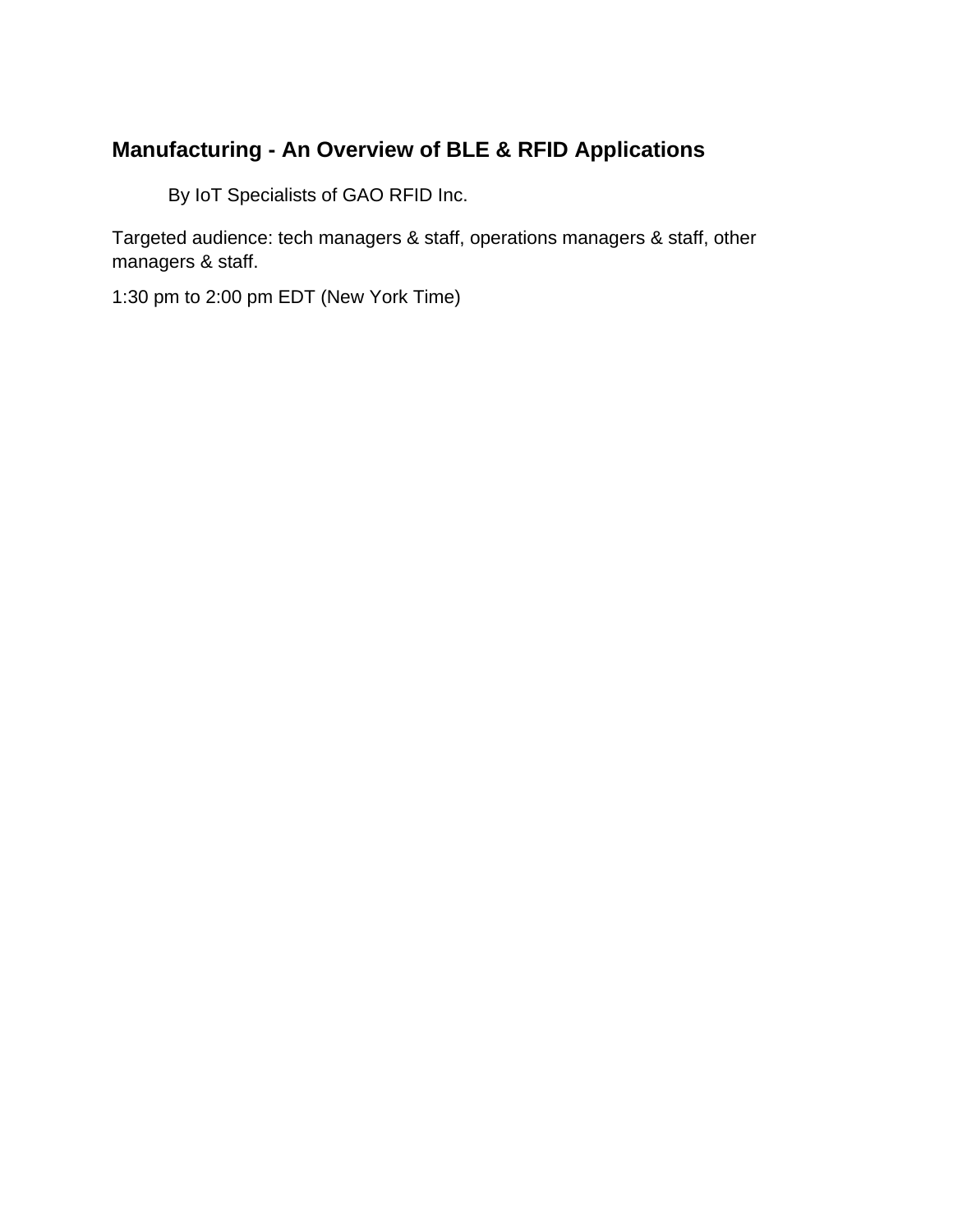## Manufacturing - An Overview of BLE & RFID Applications

By IoT Specialists of GAO RFID Inc.

Targeted audience: tech managers & staff, operations managers & staff, other managers & staff.

1:30 pm to 2:00 pm EDT (New York Time)